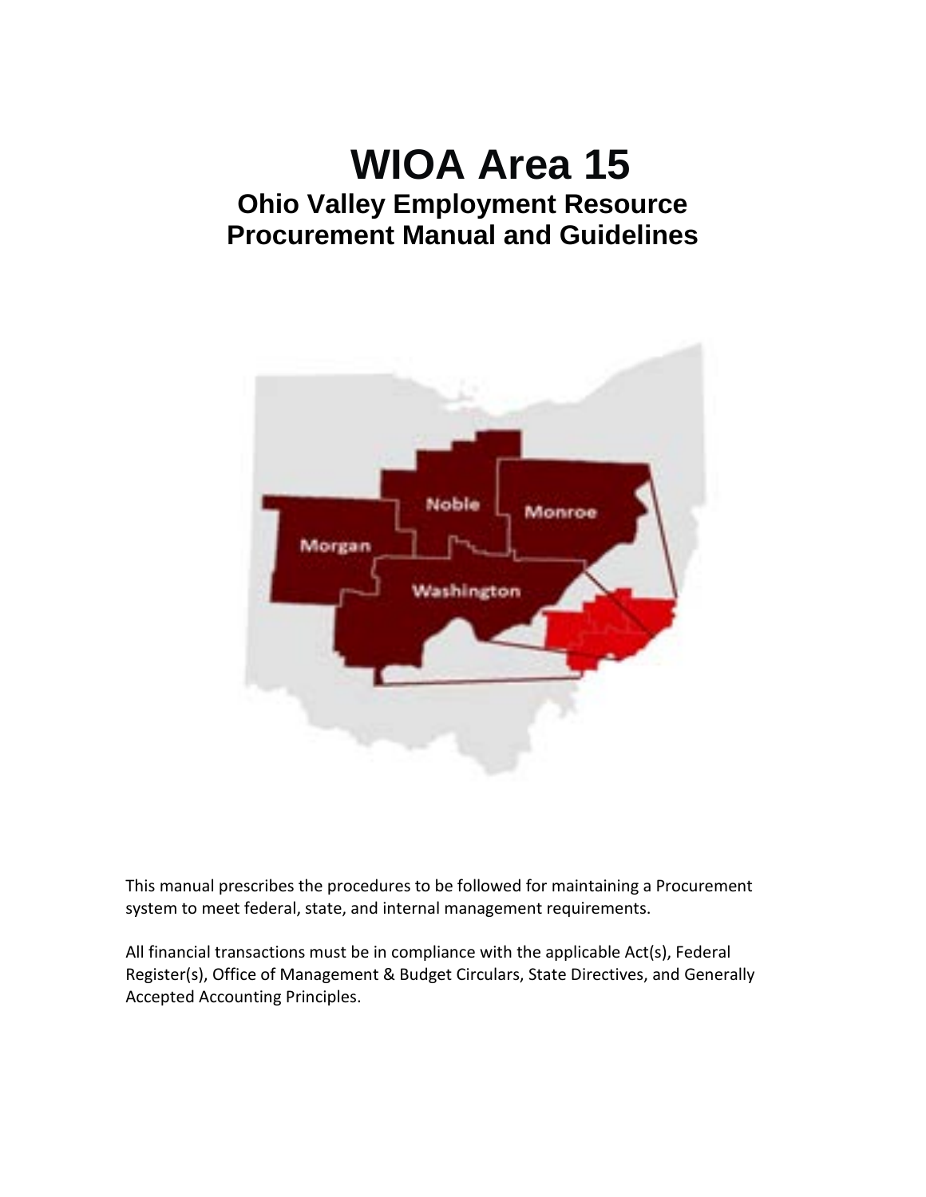# WIOA Area 15

## Ohio Valley Employment Resource
## Procurement Manual and Guidelines

This manual prescribes the procedures to be followed for maintaining a Procurement system to meet federal, state, and internal management requirements.

All financial transactions must be in compliance with the applicable Act(s), Federal Register(s), Office of Management & Budget Circulars, State Directives, and Generally Accepted Accounting Principles.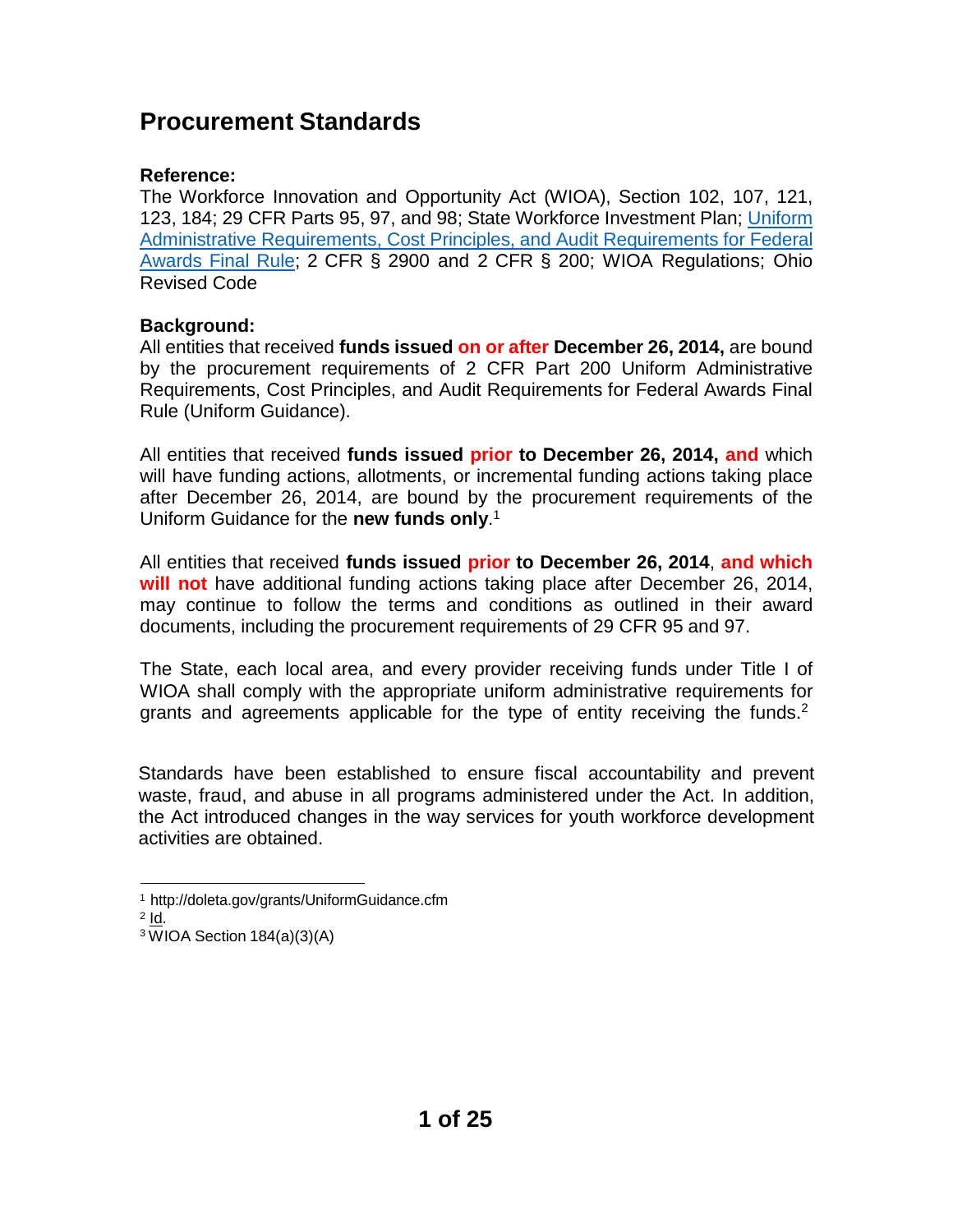## Procurement Standards

**Reference:**
The Workforce Innovation and Opportunity Act (WIOA), Section 102, 107, 121, 123, 184; 29 CFR Parts 95, 97, and 98; State Workforce Investment Plan; [Uniform Administrative Requirements, Cost Principles, and Audit Requirements for Federal Awards Final Rule](); 2 CFR § 2900 and 2 CFR § 200; WIOA Regulations; Ohio Revised Code

**Background:**
All entities that received **funds issued on or after December 26, 2014,** are bound by the procurement requirements of 2 CFR Part 200 Uniform Administrative Requirements, Cost Principles, and Audit Requirements for Federal Awards Final Rule (Uniform Guidance).

All entities that received **funds issued prior to December 26, 2014, and** which will have funding actions, allotments, or incremental funding actions taking place after December 26, 2014, are bound by the procurement requirements of the Uniform Guidance for the **new funds only**.[1]

All entities that received **funds issued prior to December 26, 2014**, **and which will not** have additional funding actions taking place after December 26, 2014, may continue to follow the terms and conditions as outlined in their award documents, including the procurement requirements of 29 CFR 95 and 97.

The State, each local area, and every provider receiving funds under Title I of WIOA shall comply with the appropriate uniform administrative requirements for grants and agreements applicable for the type of entity receiving the funds.[2]

Standards have been established to ensure fiscal accountability and prevent waste, fraud, and abuse in all programs administered under the Act. In addition, the Act introduced changes in the way services for youth workforce development activities are obtained.

---

[1] http://doleta.gov/grants/UniformGuidance.cfm
[2] Id.
[3] WIOA Section 184(a)(3)(A)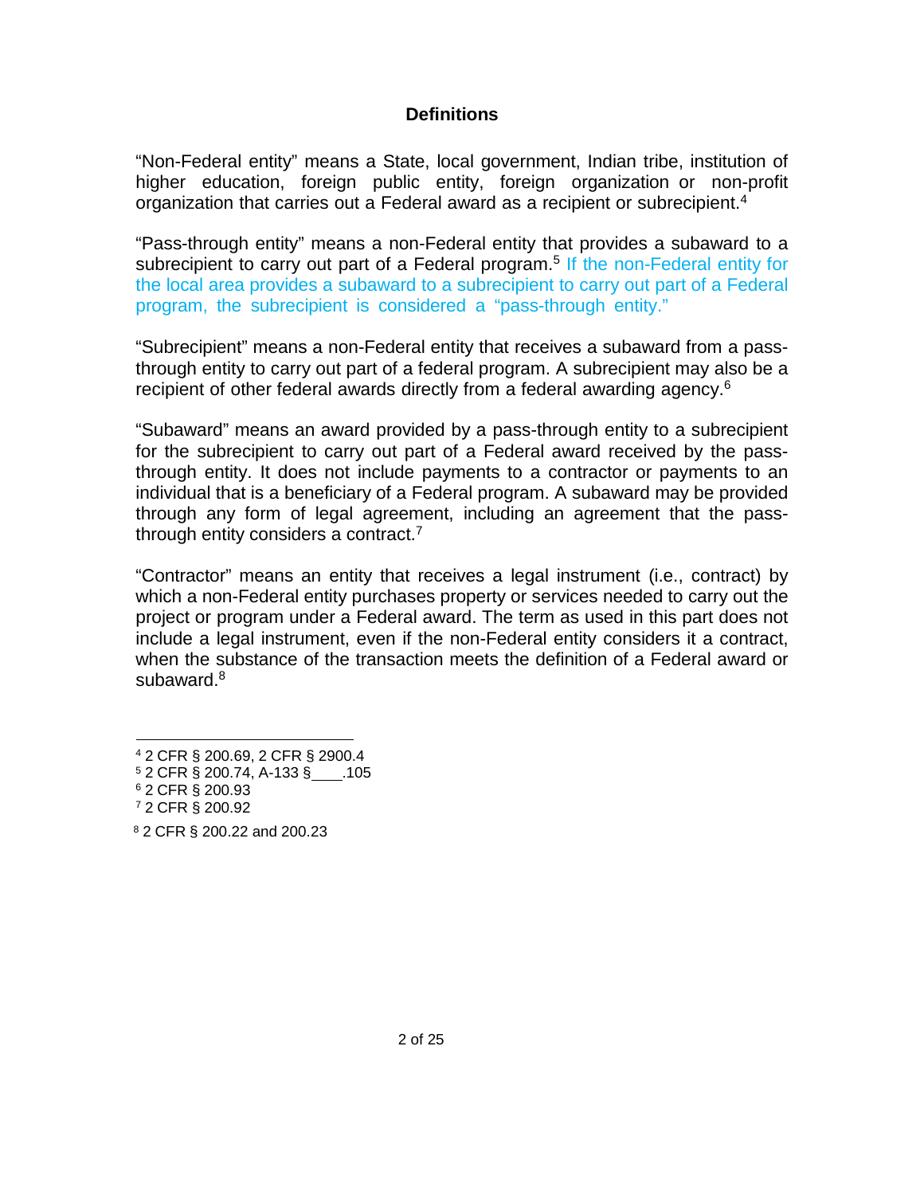## Definitions

"Non-Federal entity" means a State, local government, Indian tribe, institution of higher education, foreign public entity, foreign organization or non-profit organization that carries out a Federal award as a recipient or subrecipient.[4]

"Pass-through entity" means a non-Federal entity that provides a subaward to a subrecipient to carry out part of a Federal program.[5] If the non-Federal entity for the local area provides a subaward to a subrecipient to carry out part of a Federal program, the subrecipient is considered a "pass-through entity."

"Subrecipient" means a non-Federal entity that receives a subaward from a pass-through entity to carry out part of a federal program. A subrecipient may also be a recipient of other federal awards directly from a federal awarding agency.[6]

"Subaward" means an award provided by a pass-through entity to a subrecipient for the subrecipient to carry out part of a Federal award received by the pass-through entity. It does not include payments to a contractor or payments to an individual that is a beneficiary of a Federal program. A subaward may be provided through any form of legal agreement, including an agreement that the pass-through entity considers a contract.[7]

"Contractor" means an entity that receives a legal instrument (i.e., contract) by which a non-Federal entity purchases property or services needed to carry out the project or program under a Federal award. The term as used in this part does not include a legal instrument, even if the non-Federal entity considers it a contract, when the substance of the transaction meets the definition of a Federal award or subaward.[8]

---

[4] 2 CFR § 200.69, 2 CFR § 2900.4
[5] 2 CFR § 200.74, A-133 §____.105
[6] 2 CFR § 200.93
[7] 2 CFR § 200.92
[8] 2 CFR § 200.22 and 200.23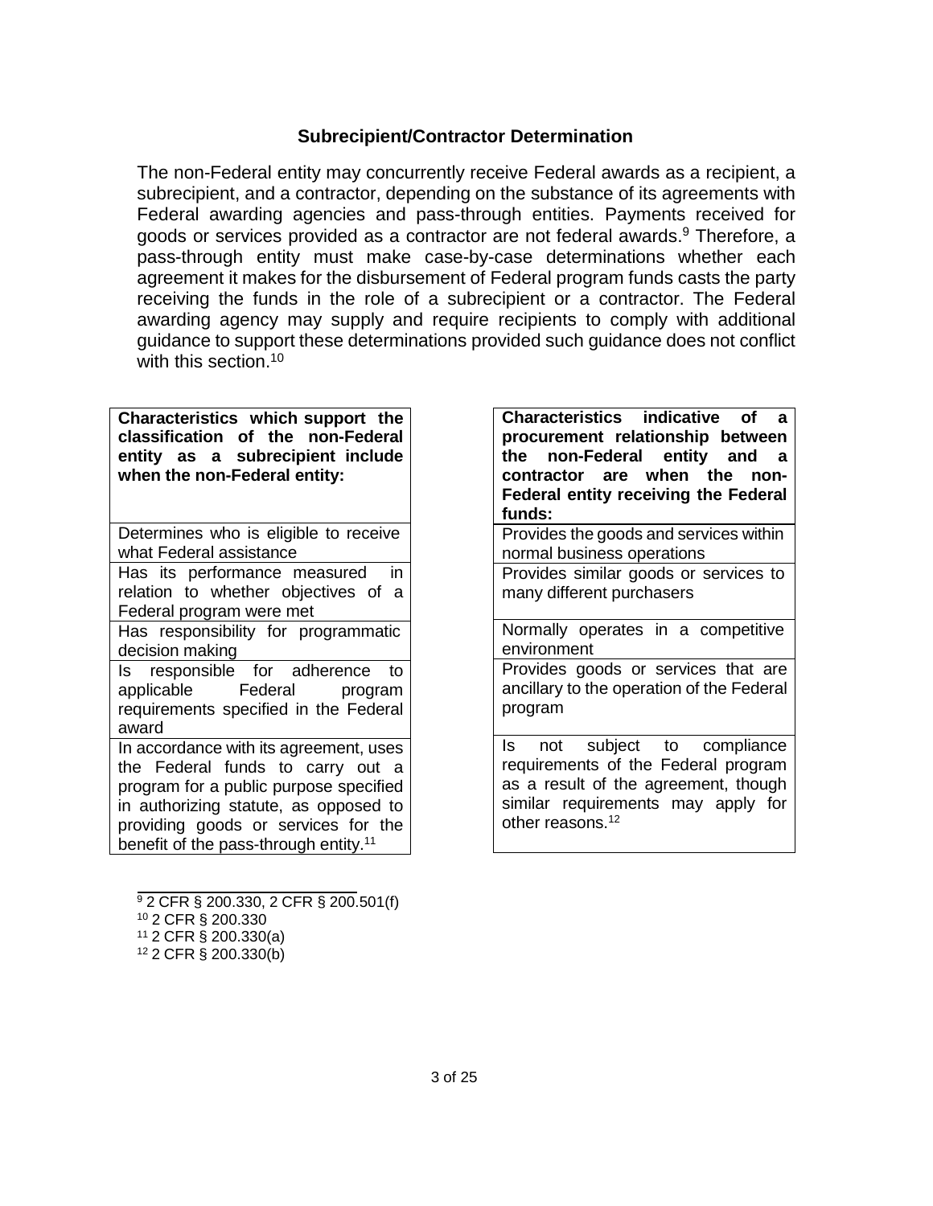### Subrecipient/Contractor Determination

The non-Federal entity may concurrently receive Federal awards as a recipient, a subrecipient, and a contractor, depending on the substance of its agreements with Federal awarding agencies and pass-through entities. Payments received for goods or services provided as a contractor are not federal awards.[9] Therefore, a pass-through entity must make case-by-case determinations whether each agreement it makes for the disbursement of Federal program funds casts the party receiving the funds in the role of a subrecipient or a contractor. The Federal awarding agency may supply and require recipients to comply with additional guidance to support these determinations provided such guidance does not conflict with this section.[10]

| **Characteristics which support the classification of the non-Federal entity as a subrecipient include when the non-Federal entity:** |
|---|
| Determines who is eligible to receive what Federal assistance |
| Has its performance measured in relation to whether objectives of a Federal program were met |
| Has responsibility for programmatic decision making |
| Is responsible for adherence to applicable Federal program requirements specified in the Federal award |
| In accordance with its agreement, uses the Federal funds to carry out a program for a public purpose specified in authorizing statute, as opposed to providing goods or services for the benefit of the pass-through entity.[11] |

| **Characteristics indicative of a procurement relationship between the non-Federal entity and a contractor are when the non-Federal entity receiving the Federal funds:** |
|---|
| Provides the goods and services within normal business operations |
| Provides similar goods or services to many different purchasers |
| Normally operates in a competitive environment |
| Provides goods or services that are ancillary to the operation of the Federal program |
| Is not subject to compliance requirements of the Federal program as a result of the agreement, though similar requirements may apply for other reasons.[12] |

---

[9] 2 CFR § 200.330, 2 CFR § 200.501(f)

[10] 2 CFR § 200.330

[11] 2 CFR § 200.330(a)

[12] 2 CFR § 200.330(b)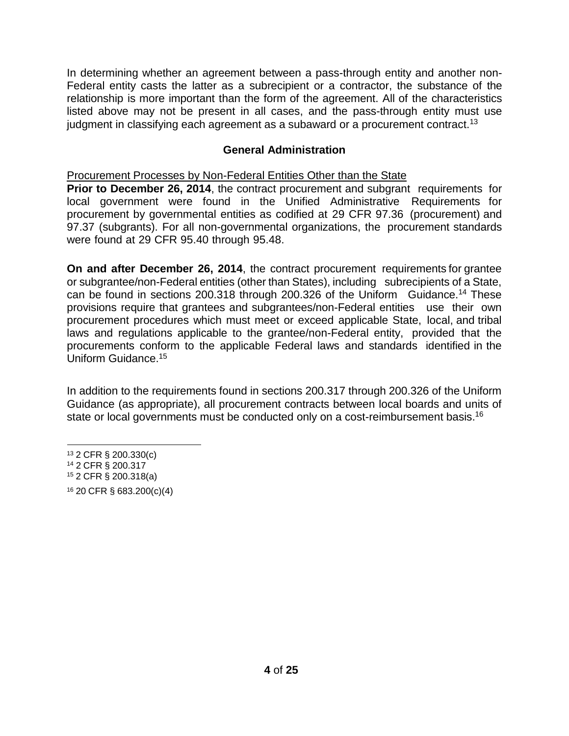In determining whether an agreement between a pass-through entity and another non-Federal entity casts the latter as a subrecipient or a contractor, the substance of the relationship is more important than the form of the agreement. All of the characteristics listed above may not be present in all cases, and the pass-through entity must use judgment in classifying each agreement as a subaward or a procurement contract.[13]

## General Administration

Procurement Processes by Non-Federal Entities Other than the State

**Prior to December 26, 2014**, the contract procurement and subgrant requirements for local government were found in the Unified Administrative Requirements for procurement by governmental entities as codified at 29 CFR 97.36 (procurement) and 97.37 (subgrants). For all non-governmental organizations, the procurement standards were found at 29 CFR 95.40 through 95.48.

**On and after December 26, 2014**, the contract procurement requirements for grantee or subgrantee/non-Federal entities (other than States), including subrecipients of a State, can be found in sections 200.318 through 200.326 of the Uniform Guidance.[14] These provisions require that grantees and subgrantees/non-Federal entities use their own procurement procedures which must meet or exceed applicable State, local, and tribal laws and regulations applicable to the grantee/non-Federal entity, provided that the procurements conform to the applicable Federal laws and standards identified in the Uniform Guidance.[15]

In addition to the requirements found in sections 200.317 through 200.326 of the Uniform Guidance (as appropriate), all procurement contracts between local boards and units of state or local governments must be conducted only on a cost-reimbursement basis.[16]

---

[13] 2 CFR § 200.330(c)

[14] 2 CFR § 200.317

[15] 2 CFR § 200.318(a)

[16] 20 CFR § 683.200(c)(4)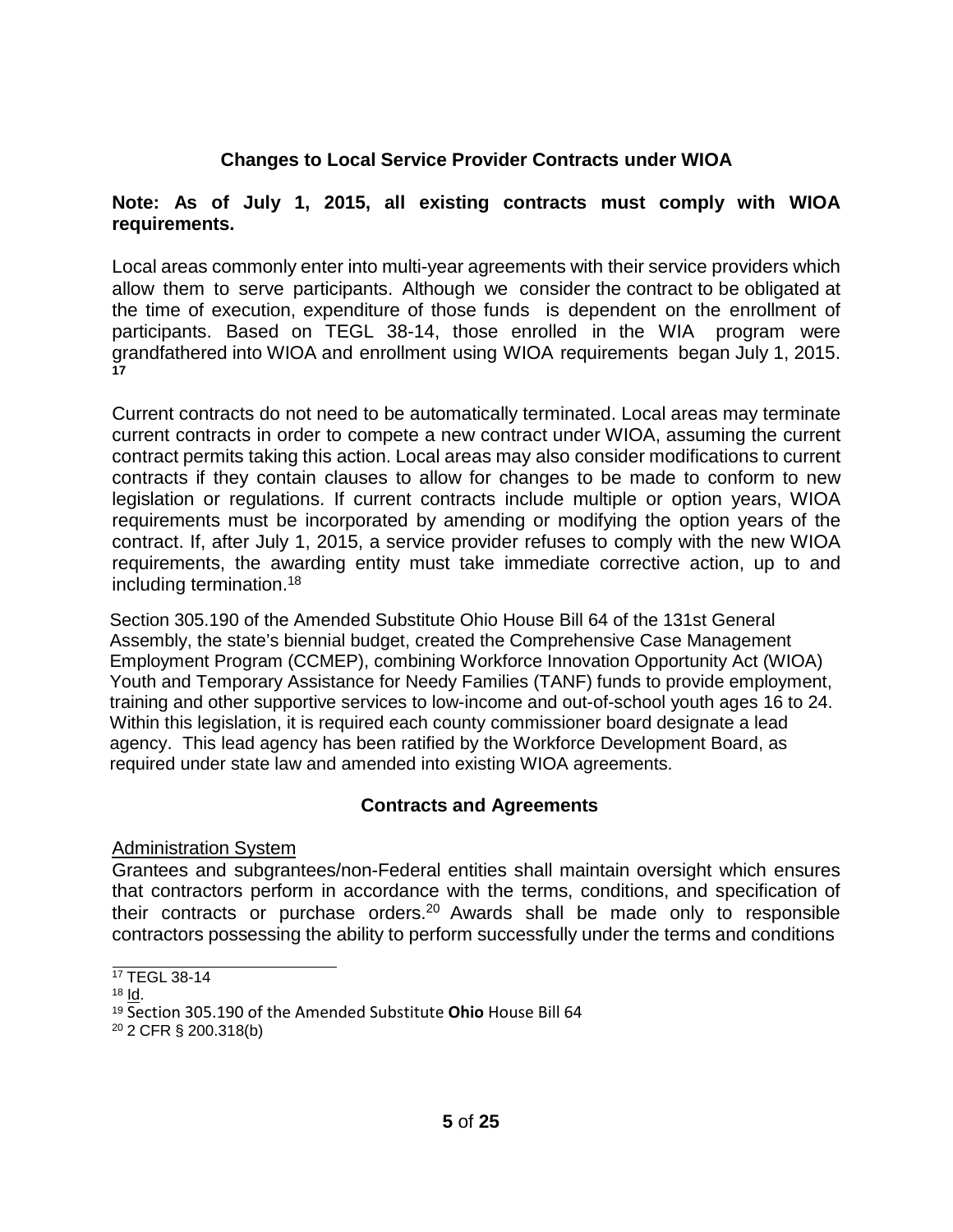## Changes to Local Service Provider Contracts under WIOA

**Note: As of July 1, 2015, all existing contracts must comply with WIOA requirements.**

Local areas commonly enter into multi-year agreements with their service providers which allow them to serve participants. Although we consider the contract to be obligated at the time of execution, expenditure of those funds is dependent on the enrollment of participants. Based on TEGL 38-14, those enrolled in the WIA program were grandfathered into WIOA and enrollment using WIOA requirements began July 1, 2015. [17]

Current contracts do not need to be automatically terminated. Local areas may terminate current contracts in order to compete a new contract under WIOA, assuming the current contract permits taking this action. Local areas may also consider modifications to current contracts if they contain clauses to allow for changes to be made to conform to new legislation or regulations. If current contracts include multiple or option years, WIOA requirements must be incorporated by amending or modifying the option years of the contract. If, after July 1, 2015, a service provider refuses to comply with the new WIOA requirements, the awarding entity must take immediate corrective action, up to and including termination.[18]

Section 305.190 of the Amended Substitute Ohio House Bill 64 of the 131st General Assembly, the state's biennial budget, created the Comprehensive Case Management Employment Program (CCMEP), combining Workforce Innovation Opportunity Act (WIOA) Youth and Temporary Assistance for Needy Families (TANF) funds to provide employment, training and other supportive services to low-income and out-of-school youth ages 16 to 24. Within this legislation, it is required each county commissioner board designate a lead agency. This lead agency has been ratified by the Workforce Development Board, as required under state law and amended into existing WIOA agreements.

## Contracts and Agreements

Administration System

Grantees and subgrantees/non-Federal entities shall maintain oversight which ensures that contractors perform in accordance with the terms, conditions, and specification of their contracts or purchase orders.[20] Awards shall be made only to responsible contractors possessing the ability to perform successfully under the terms and conditions

---

[17] TEGL 38-14

[18] Id.

[19] Section 305.190 of the Amended Substitute **Ohio** House Bill 64

[20] 2 CFR § 200.318(b)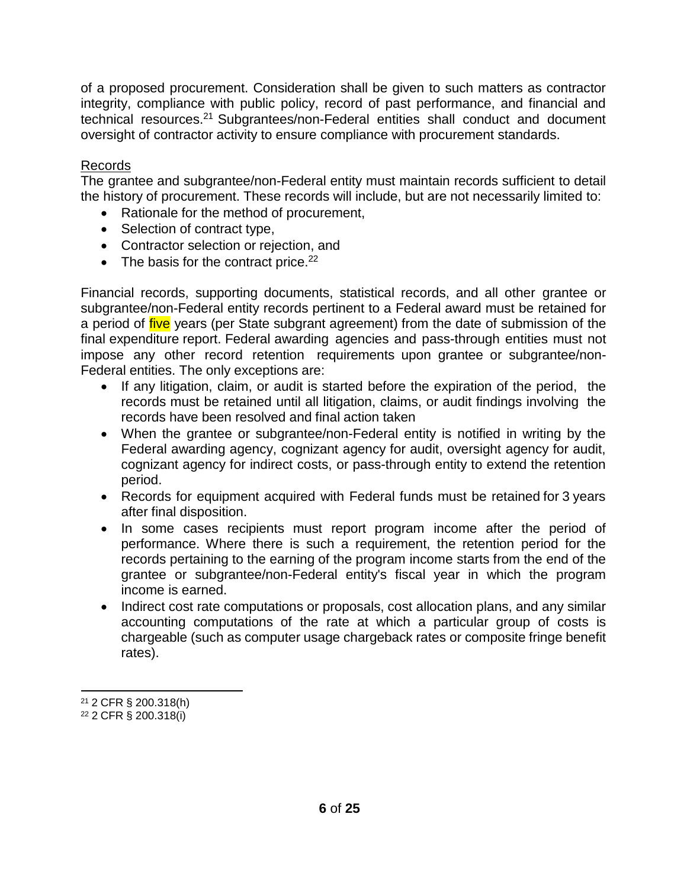of a proposed procurement. Consideration shall be given to such matters as contractor integrity, compliance with public policy, record of past performance, and financial and technical resources.[21] Subgrantees/non-Federal entities shall conduct and document oversight of contractor activity to ensure compliance with procurement standards.

Records

The grantee and subgrantee/non-Federal entity must maintain records sufficient to detail the history of procurement. These records will include, but are not necessarily limited to:

- Rationale for the method of procurement,
- Selection of contract type,
- Contractor selection or rejection, and
- The basis for the contract price.[22]

Financial records, supporting documents, statistical records, and all other grantee or subgrantee/non-Federal entity records pertinent to a Federal award must be retained for a period of five years (per State subgrant agreement) from the date of submission of the final expenditure report. Federal awarding agencies and pass-through entities must not impose any other record retention requirements upon grantee or subgrantee/non-Federal entities. The only exceptions are:

- If any litigation, claim, or audit is started before the expiration of the period, the records must be retained until all litigation, claims, or audit findings involving the records have been resolved and final action taken
- When the grantee or subgrantee/non-Federal entity is notified in writing by the Federal awarding agency, cognizant agency for audit, oversight agency for audit, cognizant agency for indirect costs, or pass-through entity to extend the retention period.
- Records for equipment acquired with Federal funds must be retained for 3 years after final disposition.
- In some cases recipients must report program income after the period of performance. Where there is such a requirement, the retention period for the records pertaining to the earning of the program income starts from the end of the grantee or subgrantee/non-Federal entity's fiscal year in which the program income is earned.
- Indirect cost rate computations or proposals, cost allocation plans, and any similar accounting computations of the rate at which a particular group of costs is chargeable (such as computer usage chargeback rates or composite fringe benefit rates).

---

[21] 2 CFR § 200.318(h)

[22] 2 CFR § 200.318(i)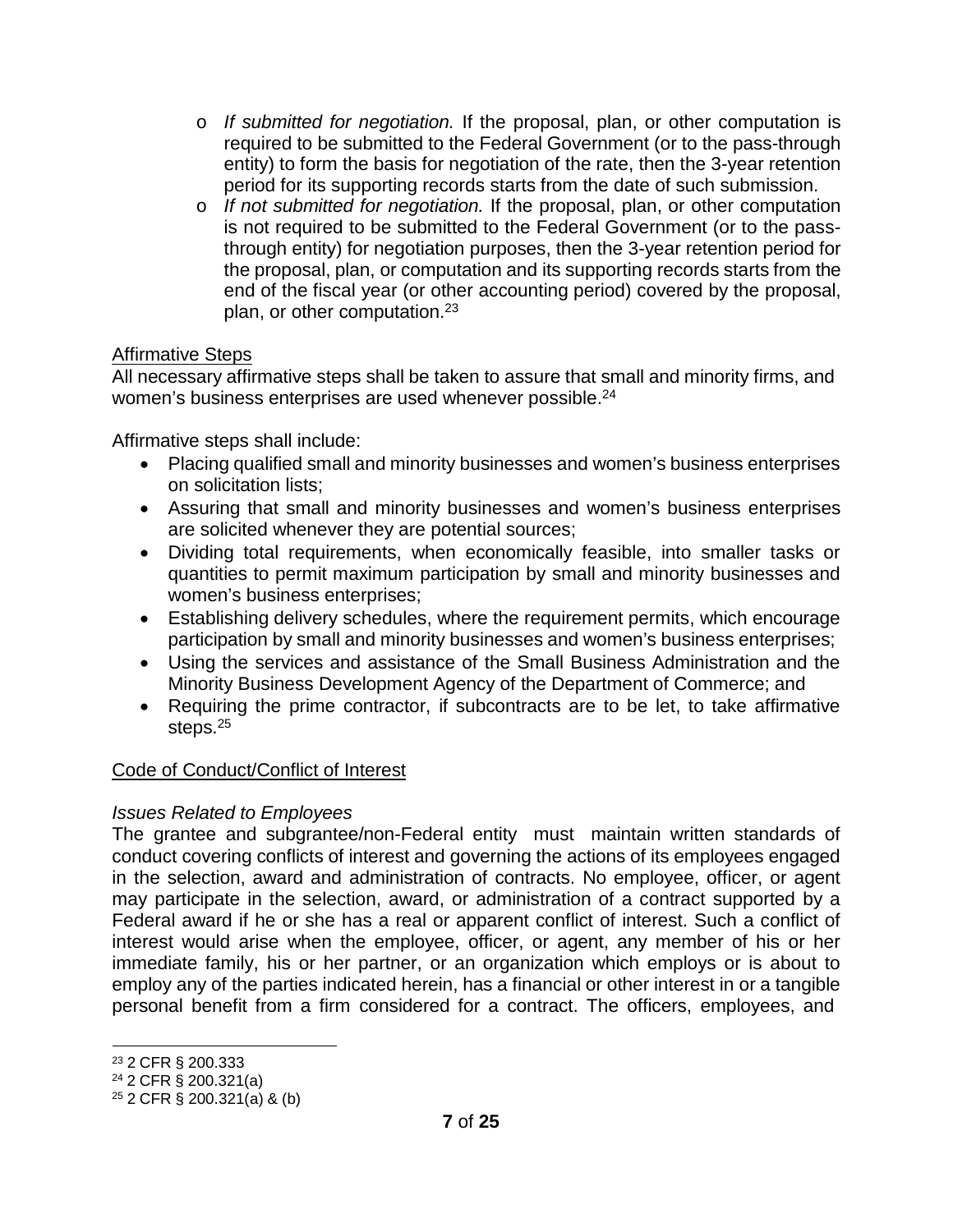- *If submitted for negotiation.* If the proposal, plan, or other computation is required to be submitted to the Federal Government (or to the pass-through entity) to form the basis for negotiation of the rate, then the 3-year retention period for its supporting records starts from the date of such submission.
- *If not submitted for negotiation.* If the proposal, plan, or other computation is not required to be submitted to the Federal Government (or to the pass-through entity) for negotiation purposes, then the 3-year retention period for the proposal, plan, or computation and its supporting records starts from the end of the fiscal year (or other accounting period) covered by the proposal, plan, or other computation.[23]

<u>Affirmative Steps</u>

All necessary affirmative steps shall be taken to assure that small and minority firms, and women's business enterprises are used whenever possible.[24]

Affirmative steps shall include:

- Placing qualified small and minority businesses and women's business enterprises on solicitation lists;
- Assuring that small and minority businesses and women's business enterprises are solicited whenever they are potential sources;
- Dividing total requirements, when economically feasible, into smaller tasks or quantities to permit maximum participation by small and minority businesses and women's business enterprises;
- Establishing delivery schedules, where the requirement permits, which encourage participation by small and minority businesses and women's business enterprises;
- Using the services and assistance of the Small Business Administration and the Minority Business Development Agency of the Department of Commerce; and
- Requiring the prime contractor, if subcontracts are to be let, to take affirmative steps.[25]

<u>Code of Conduct/Conflict of Interest</u>

*Issues Related to Employees*

The grantee and subgrantee/non-Federal entity must maintain written standards of conduct covering conflicts of interest and governing the actions of its employees engaged in the selection, award and administration of contracts. No employee, officer, or agent may participate in the selection, award, or administration of a contract supported by a Federal award if he or she has a real or apparent conflict of interest. Such a conflict of interest would arise when the employee, officer, or agent, any member of his or her immediate family, his or her partner, or an organization which employs or is about to employ any of the parties indicated herein, has a financial or other interest in or a tangible personal benefit from a firm considered for a contract. The officers, employees, and

---

[23] 2 CFR § 200.333

[24] 2 CFR § 200.321(a)

[25] 2 CFR § 200.321(a) & (b)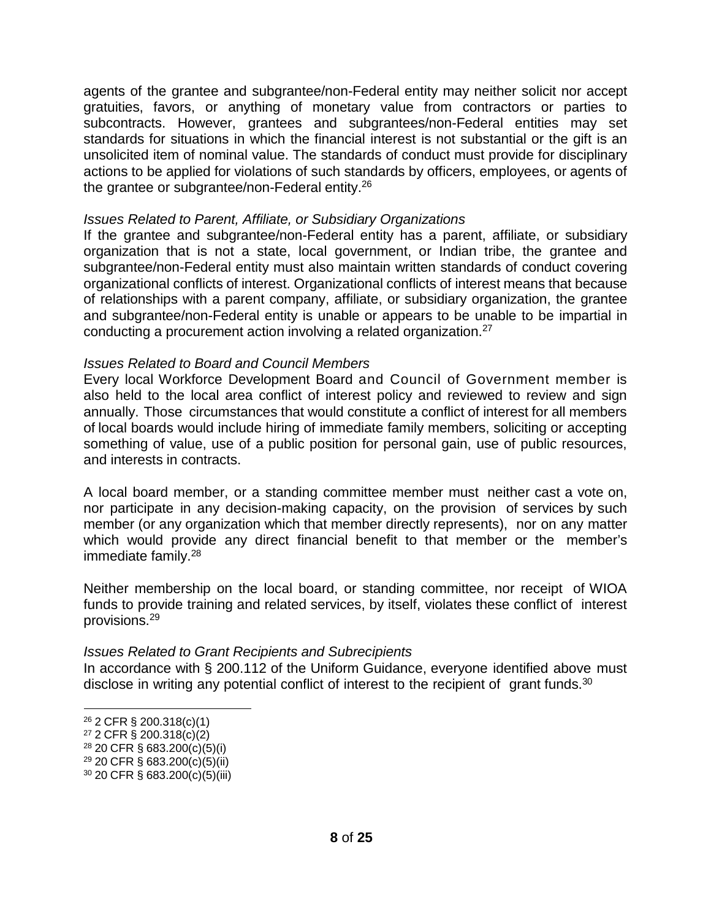agents of the grantee and subgrantee/non-Federal entity may neither solicit nor accept gratuities, favors, or anything of monetary value from contractors or parties to subcontracts. However, grantees and subgrantees/non-Federal entities may set standards for situations in which the financial interest is not substantial or the gift is an unsolicited item of nominal value. The standards of conduct must provide for disciplinary actions to be applied for violations of such standards by officers, employees, or agents of the grantee or subgrantee/non-Federal entity.[26]

*Issues Related to Parent, Affiliate, or Subsidiary Organizations*

If the grantee and subgrantee/non-Federal entity has a parent, affiliate, or subsidiary organization that is not a state, local government, or Indian tribe, the grantee and subgrantee/non-Federal entity must also maintain written standards of conduct covering organizational conflicts of interest. Organizational conflicts of interest means that because of relationships with a parent company, affiliate, or subsidiary organization, the grantee and subgrantee/non-Federal entity is unable or appears to be unable to be impartial in conducting a procurement action involving a related organization.[27]

*Issues Related to Board and Council Members*

Every local Workforce Development Board and Council of Government member is also held to the local area conflict of interest policy and reviewed to review and sign annually. Those circumstances that would constitute a conflict of interest for all members of local boards would include hiring of immediate family members, soliciting or accepting something of value, use of a public position for personal gain, use of public resources, and interests in contracts.

A local board member, or a standing committee member must neither cast a vote on, nor participate in any decision-making capacity, on the provision of services by such member (or any organization which that member directly represents), nor on any matter which would provide any direct financial benefit to that member or the member's immediate family.[28]

Neither membership on the local board, or standing committee, nor receipt of WIOA funds to provide training and related services, by itself, violates these conflict of interest provisions.[29]

*Issues Related to Grant Recipients and Subrecipients*

In accordance with § 200.112 of the Uniform Guidance, everyone identified above must disclose in writing any potential conflict of interest to the recipient of grant funds.[30]

---

[26] 2 CFR § 200.318(c)(1)
[27] 2 CFR § 200.318(c)(2)
[28] 20 CFR § 683.200(c)(5)(i)
[29] 20 CFR § 683.200(c)(5)(ii)
[30] 20 CFR § 683.200(c)(5)(iii)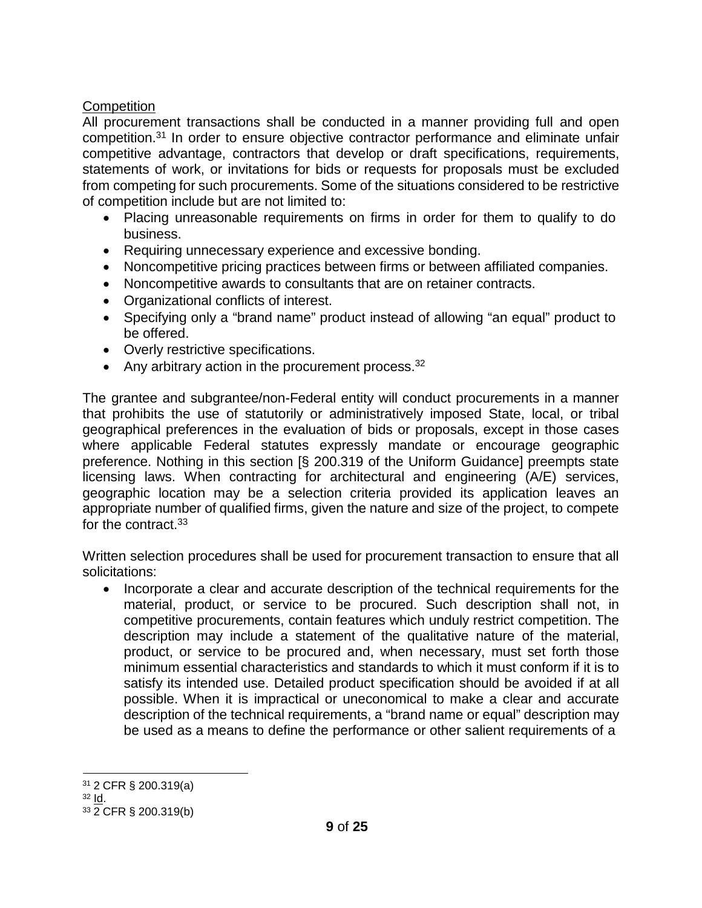Competition

All procurement transactions shall be conducted in a manner providing full and open competition.[31] In order to ensure objective contractor performance and eliminate unfair competitive advantage, contractors that develop or draft specifications, requirements, statements of work, or invitations for bids or requests for proposals must be excluded from competing for such procurements. Some of the situations considered to be restrictive of competition include but are not limited to:

- Placing unreasonable requirements on firms in order for them to qualify to do business.
- Requiring unnecessary experience and excessive bonding.
- Noncompetitive pricing practices between firms or between affiliated companies.
- Noncompetitive awards to consultants that are on retainer contracts.
- Organizational conflicts of interest.
- Specifying only a "brand name" product instead of allowing "an equal" product to be offered.
- Overly restrictive specifications.
- Any arbitrary action in the procurement process.[32]

The grantee and subgrantee/non-Federal entity will conduct procurements in a manner that prohibits the use of statutorily or administratively imposed State, local, or tribal geographical preferences in the evaluation of bids or proposals, except in those cases where applicable Federal statutes expressly mandate or encourage geographic preference. Nothing in this section [§ 200.319 of the Uniform Guidance] preempts state licensing laws. When contracting for architectural and engineering (A/E) services, geographic location may be a selection criteria provided its application leaves an appropriate number of qualified firms, given the nature and size of the project, to compete for the contract.[33]

Written selection procedures shall be used for procurement transaction to ensure that all solicitations:

- Incorporate a clear and accurate description of the technical requirements for the material, product, or service to be procured. Such description shall not, in competitive procurements, contain features which unduly restrict competition. The description may include a statement of the qualitative nature of the material, product, or service to be procured and, when necessary, must set forth those minimum essential characteristics and standards to which it must conform if it is to satisfy its intended use. Detailed product specification should be avoided if at all possible. When it is impractical or uneconomical to make a clear and accurate description of the technical requirements, a "brand name or equal" description may be used as a means to define the performance or other salient requirements of a

---

[31] 2 CFR § 200.319(a)

[32] Id.

[33] 2 CFR § 200.319(b)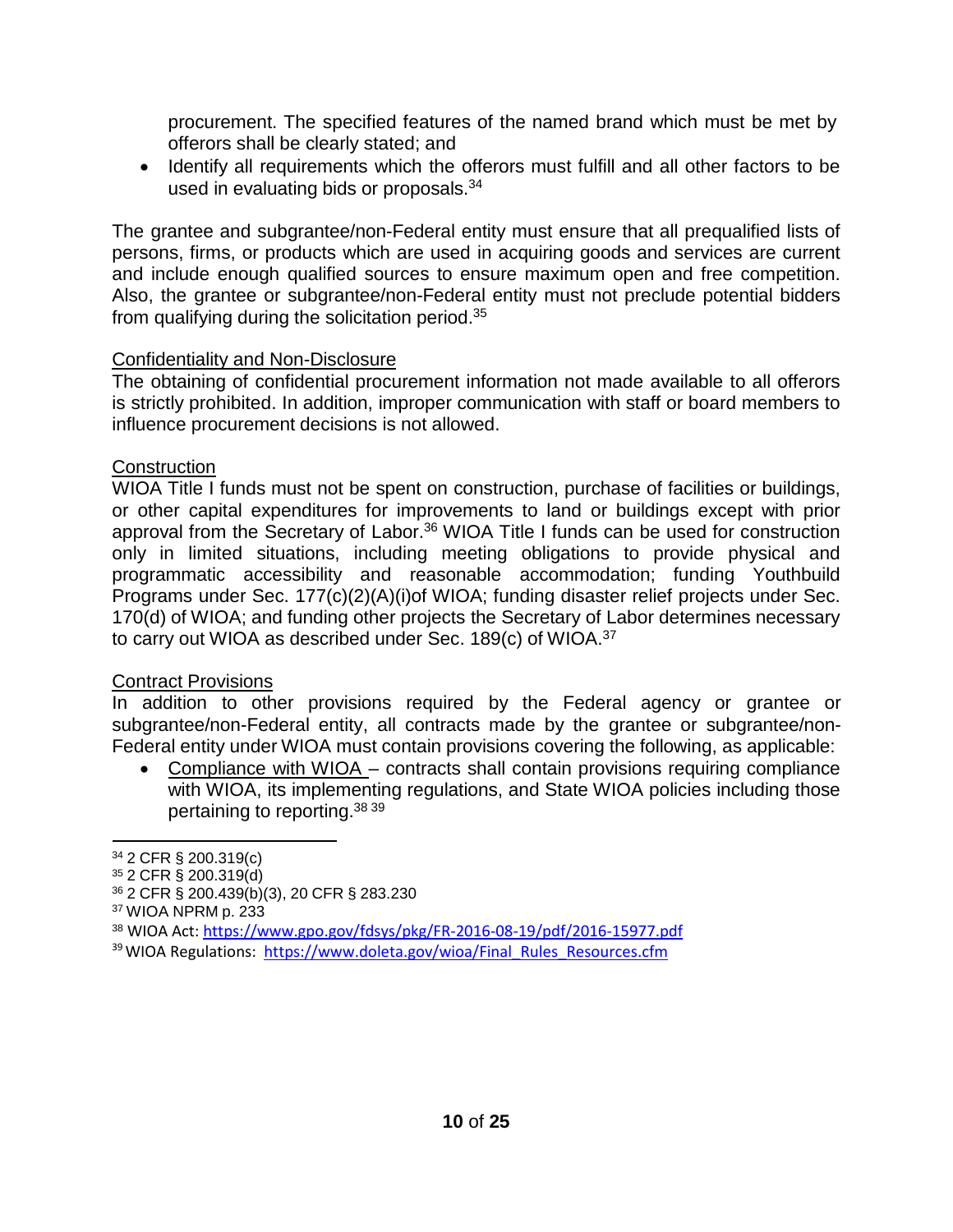procurement. The specified features of the named brand which must be met by offerors shall be clearly stated; and

- Identify all requirements which the offerors must fulfill and all other factors to be used in evaluating bids or proposals.[34]

The grantee and subgrantee/non-Federal entity must ensure that all prequalified lists of persons, firms, or products which are used in acquiring goods and services are current and include enough qualified sources to ensure maximum open and free competition. Also, the grantee or subgrantee/non-Federal entity must not preclude potential bidders from qualifying during the solicitation period.[35]

Confidentiality and Non-Disclosure

The obtaining of confidential procurement information not made available to all offerors is strictly prohibited. In addition, improper communication with staff or board members to influence procurement decisions is not allowed.

Construction

WIOA Title I funds must not be spent on construction, purchase of facilities or buildings, or other capital expenditures for improvements to land or buildings except with prior approval from the Secretary of Labor.[36] WIOA Title I funds can be used for construction only in limited situations, including meeting obligations to provide physical and programmatic accessibility and reasonable accommodation; funding Youthbuild Programs under Sec. 177(c)(2)(A)(i)of WIOA; funding disaster relief projects under Sec. 170(d) of WIOA; and funding other projects the Secretary of Labor determines necessary to carry out WIOA as described under Sec. 189(c) of WIOA.[37]

Contract Provisions

In addition to other provisions required by the Federal agency or grantee or subgrantee/non-Federal entity, all contracts made by the grantee or subgrantee/non-Federal entity under WIOA must contain provisions covering the following, as applicable:

- Compliance with WIOA – contracts shall contain provisions requiring compliance with WIOA, its implementing regulations, and State WIOA policies including those pertaining to reporting.[38] [39]

---

[34] 2 CFR § 200.319(c)

[35] 2 CFR § 200.319(d)

[36] 2 CFR § 200.439(b)(3), 20 CFR § 283.230

[37] WIOA NPRM p. 233

[38] WIOA Act: https://www.gpo.gov/fdsys/pkg/FR-2016-08-19/pdf/2016-15977.pdf

[39] WIOA Regulations: https://www.doleta.gov/wioa/Final_Rules_Resources.cfm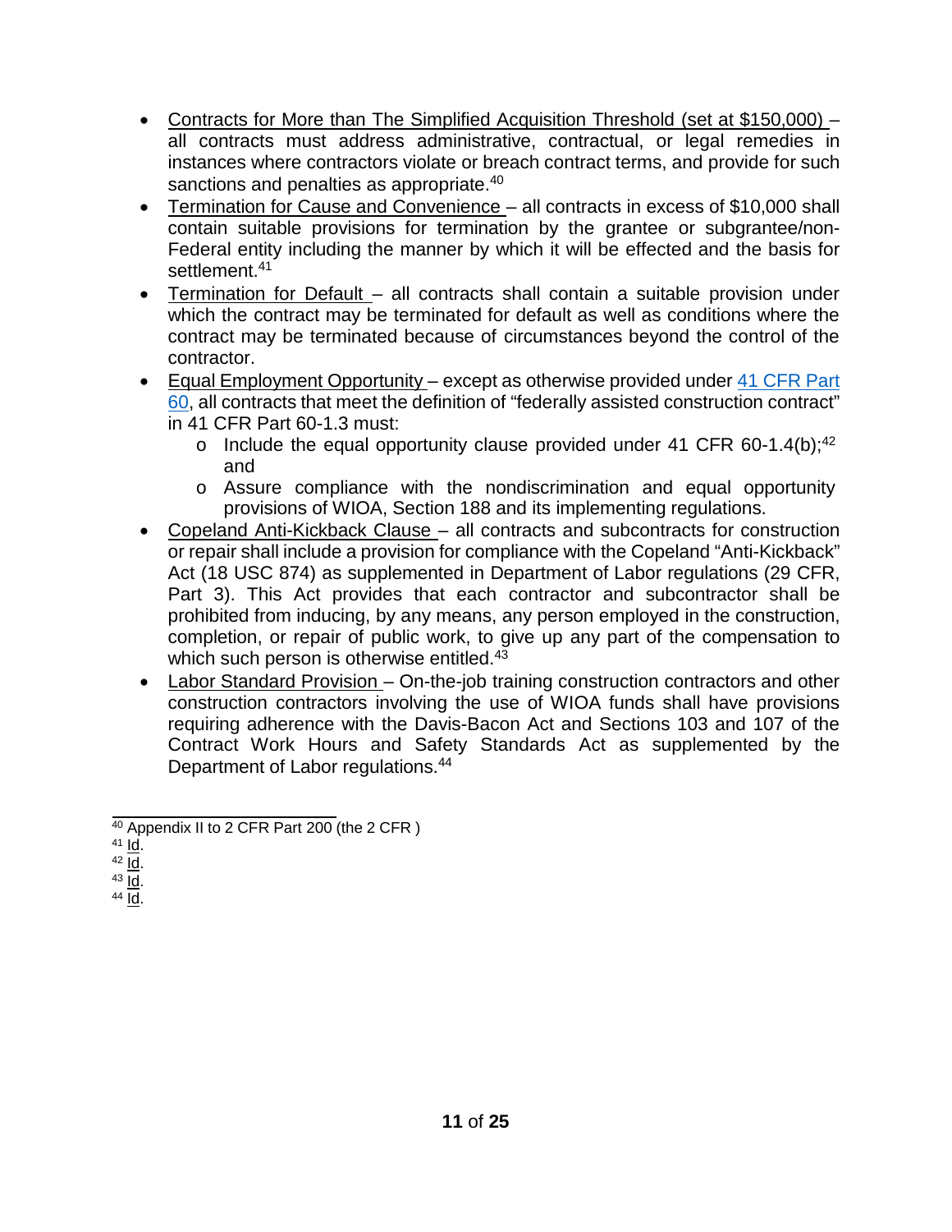- Contracts for More than The Simplified Acquisition Threshold (set at $150,000) – all contracts must address administrative, contractual, or legal remedies in instances where contractors violate or breach contract terms, and provide for such sanctions and penalties as appropriate.[40]
- Termination for Cause and Convenience – all contracts in excess of $10,000 shall contain suitable provisions for termination by the grantee or subgrantee/non-Federal entity including the manner by which it will be effected and the basis for settlement.[41]
- Termination for Default – all contracts shall contain a suitable provision under which the contract may be terminated for default as well as conditions where the contract may be terminated because of circumstances beyond the control of the contractor.
- Equal Employment Opportunity – except as otherwise provided under 41 CFR Part 60, all contracts that meet the definition of "federally assisted construction contract" in 41 CFR Part 60-1.3 must:
  - Include the equal opportunity clause provided under 41 CFR 60-1.4(b);[42] and
  - Assure compliance with the nondiscrimination and equal opportunity provisions of WIOA, Section 188 and its implementing regulations.
- Copeland Anti-Kickback Clause – all contracts and subcontracts for construction or repair shall include a provision for compliance with the Copeland "Anti-Kickback" Act (18 USC 874) as supplemented in Department of Labor regulations (29 CFR, Part 3). This Act provides that each contractor and subcontractor shall be prohibited from inducing, by any means, any person employed in the construction, completion, or repair of public work, to give up any part of the compensation to which such person is otherwise entitled.[43]
- Labor Standard Provision – On-the-job training construction contractors and other construction contractors involving the use of WIOA funds shall have provisions requiring adherence with the Davis-Bacon Act and Sections 103 and 107 of the Contract Work Hours and Safety Standards Act as supplemented by the Department of Labor regulations.[44]

---

[40] Appendix II to 2 CFR Part 200 (the 2 CFR )
[41] Id.
[42] Id.
[43] Id.
[44] Id.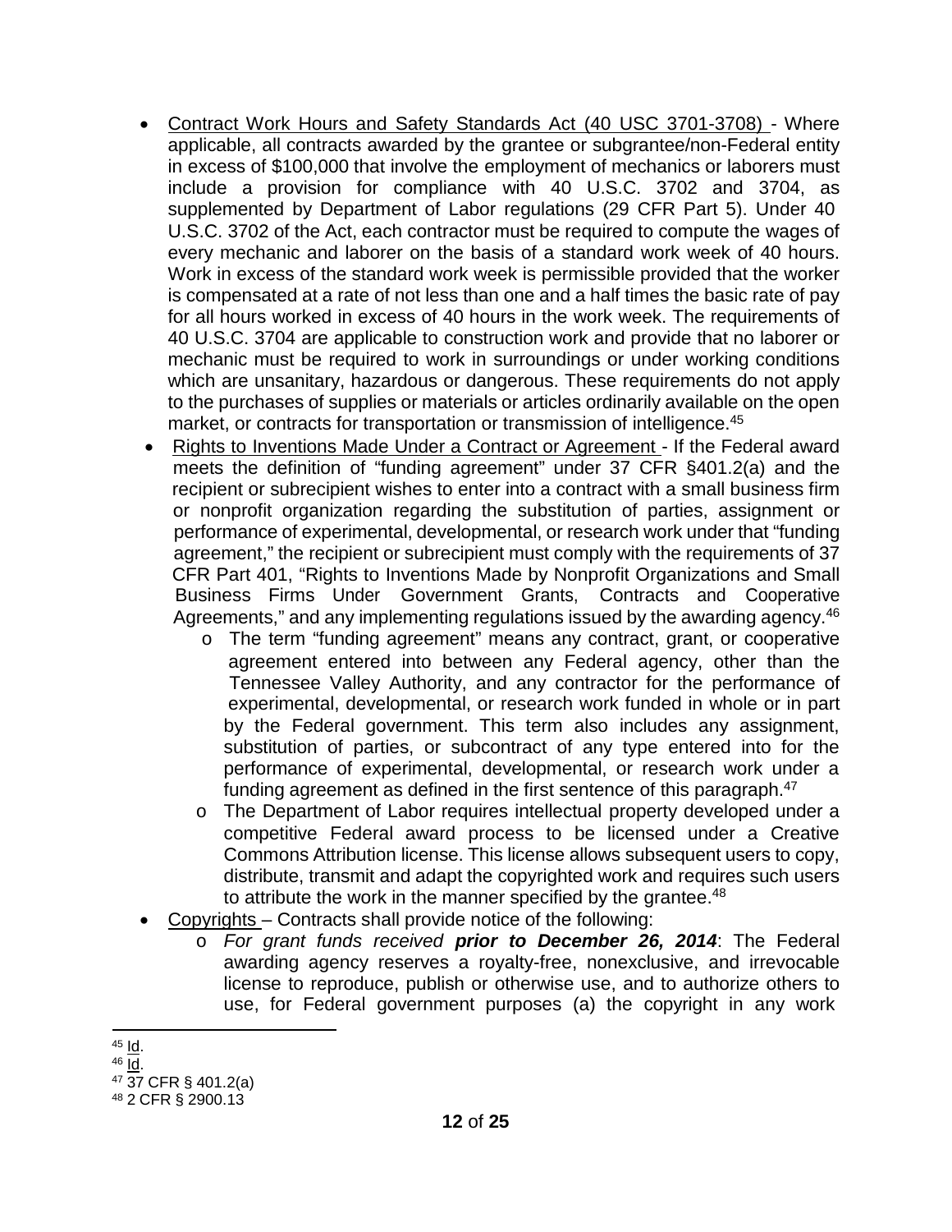- Contract Work Hours and Safety Standards Act (40 USC 3701-3708) - Where applicable, all contracts awarded by the grantee or subgrantee/non-Federal entity in excess of $100,000 that involve the employment of mechanics or laborers must include a provision for compliance with 40 U.S.C. 3702 and 3704, as supplemented by Department of Labor regulations (29 CFR Part 5). Under 40 U.S.C. 3702 of the Act, each contractor must be required to compute the wages of every mechanic and laborer on the basis of a standard work week of 40 hours. Work in excess of the standard work week is permissible provided that the worker is compensated at a rate of not less than one and a half times the basic rate of pay for all hours worked in excess of 40 hours in the work week. The requirements of 40 U.S.C. 3704 are applicable to construction work and provide that no laborer or mechanic must be required to work in surroundings or under working conditions which are unsanitary, hazardous or dangerous. These requirements do not apply to the purchases of supplies or materials or articles ordinarily available on the open market, or contracts for transportation or transmission of intelligence.[45]
- Rights to Inventions Made Under a Contract or Agreement - If the Federal award meets the definition of "funding agreement" under 37 CFR §401.2(a) and the recipient or subrecipient wishes to enter into a contract with a small business firm or nonprofit organization regarding the substitution of parties, assignment or performance of experimental, developmental, or research work under that "funding agreement," the recipient or subrecipient must comply with the requirements of 37 CFR Part 401, "Rights to Inventions Made by Nonprofit Organizations and Small Business Firms Under Government Grants, Contracts and Cooperative Agreements," and any implementing regulations issued by the awarding agency.[46]
  - The term "funding agreement" means any contract, grant, or cooperative agreement entered into between any Federal agency, other than the Tennessee Valley Authority, and any contractor for the performance of experimental, developmental, or research work funded in whole or in part by the Federal government. This term also includes any assignment, substitution of parties, or subcontract of any type entered into for the performance of experimental, developmental, or research work under a funding agreement as defined in the first sentence of this paragraph.[47]
  - The Department of Labor requires intellectual property developed under a competitive Federal award process to be licensed under a Creative Commons Attribution license. This license allows subsequent users to copy, distribute, transmit and adapt the copyrighted work and requires such users to attribute the work in the manner specified by the grantee.[48]
- Copyrights – Contracts shall provide notice of the following:
  - *For grant funds received* ***prior to December 26, 2014***: The Federal awarding agency reserves a royalty-free, nonexclusive, and irrevocable license to reproduce, publish or otherwise use, and to authorize others to use, for Federal government purposes (a) the copyright in any work

---

[45] Id.

[46] Id.

[47] 37 CFR § 401.2(a)

[48] 2 CFR § 2900.13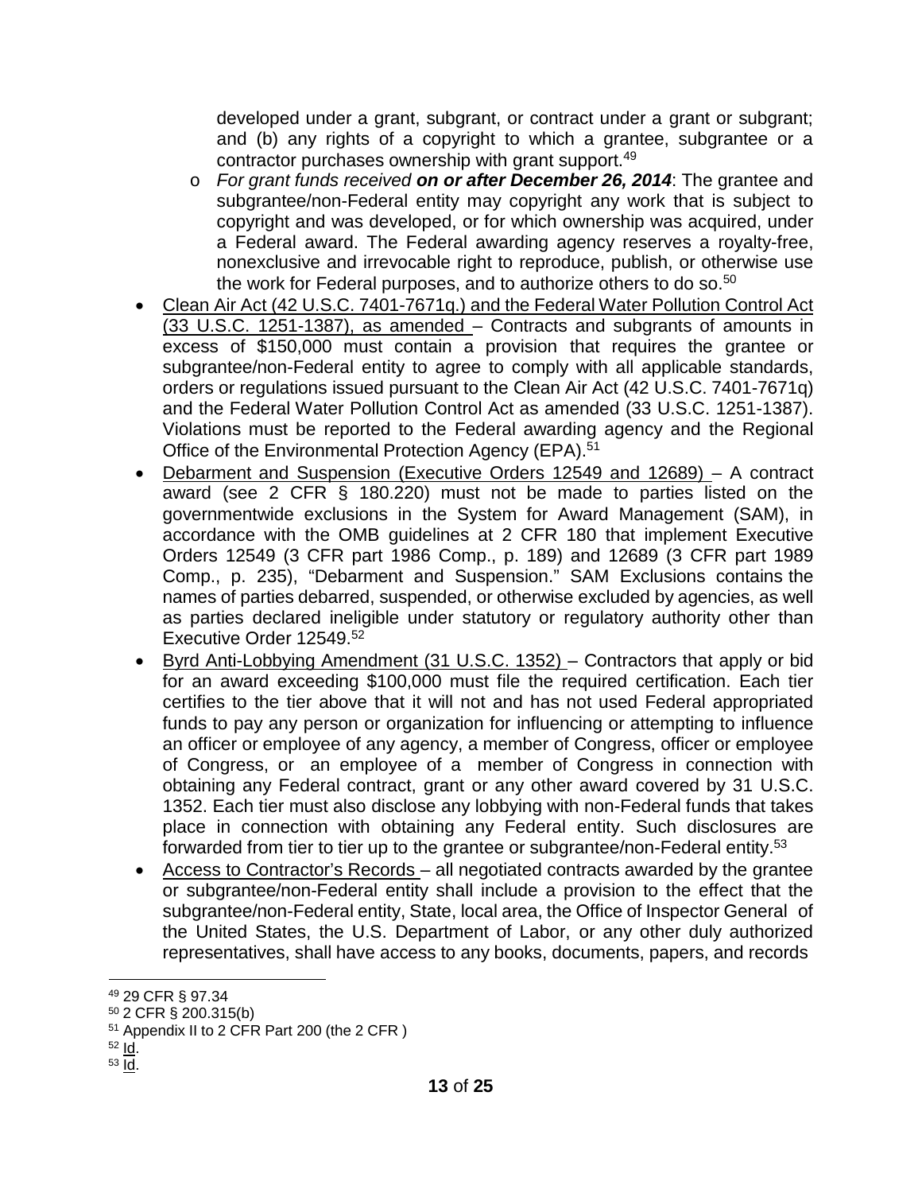developed under a grant, subgrant, or contract under a grant or subgrant; and (b) any rights of a copyright to which a grantee, subgrantee or a contractor purchases ownership with grant support.[49]

  - *For grant funds received **on or after December 26, 2014***: The grantee and subgrantee/non-Federal entity may copyright any work that is subject to copyright and was developed, or for which ownership was acquired, under a Federal award. The Federal awarding agency reserves a royalty-free, nonexclusive and irrevocable right to reproduce, publish, or otherwise use the work for Federal purposes, and to authorize others to do so.[50]

- Clean Air Act (42 U.S.C. 7401-7671q.) and the Federal Water Pollution Control Act (33 U.S.C. 1251-1387), as amended – Contracts and subgrants of amounts in excess of $150,000 must contain a provision that requires the grantee or subgrantee/non-Federal entity to agree to comply with all applicable standards, orders or regulations issued pursuant to the Clean Air Act (42 U.S.C. 7401-7671q) and the Federal Water Pollution Control Act as amended (33 U.S.C. 1251-1387). Violations must be reported to the Federal awarding agency and the Regional Office of the Environmental Protection Agency (EPA).[51]
- Debarment and Suspension (Executive Orders 12549 and 12689) – A contract award (see 2 CFR § 180.220) must not be made to parties listed on the governmentwide exclusions in the System for Award Management (SAM), in accordance with the OMB guidelines at 2 CFR 180 that implement Executive Orders 12549 (3 CFR part 1986 Comp., p. 189) and 12689 (3 CFR part 1989 Comp., p. 235), "Debarment and Suspension." SAM Exclusions contains the names of parties debarred, suspended, or otherwise excluded by agencies, as well as parties declared ineligible under statutory or regulatory authority other than Executive Order 12549.[52]
- Byrd Anti-Lobbying Amendment (31 U.S.C. 1352) – Contractors that apply or bid for an award exceeding $100,000 must file the required certification. Each tier certifies to the tier above that it will not and has not used Federal appropriated funds to pay any person or organization for influencing or attempting to influence an officer or employee of any agency, a member of Congress, officer or employee of Congress, or an employee of a member of Congress in connection with obtaining any Federal contract, grant or any other award covered by 31 U.S.C. 1352. Each tier must also disclose any lobbying with non-Federal funds that takes place in connection with obtaining any Federal entity. Such disclosures are forwarded from tier to tier up to the grantee or subgrantee/non-Federal entity.[53]
- Access to Contractor's Records – all negotiated contracts awarded by the grantee or subgrantee/non-Federal entity shall include a provision to the effect that the subgrantee/non-Federal entity, State, local area, the Office of Inspector General of the United States, the U.S. Department of Labor, or any other duly authorized representatives, shall have access to any books, documents, papers, and records

---

[49] 29 CFR § 97.34
[50] 2 CFR § 200.315(b)
[51] Appendix II to 2 CFR Part 200 (the 2 CFR )
[52] Id.
[53] Id.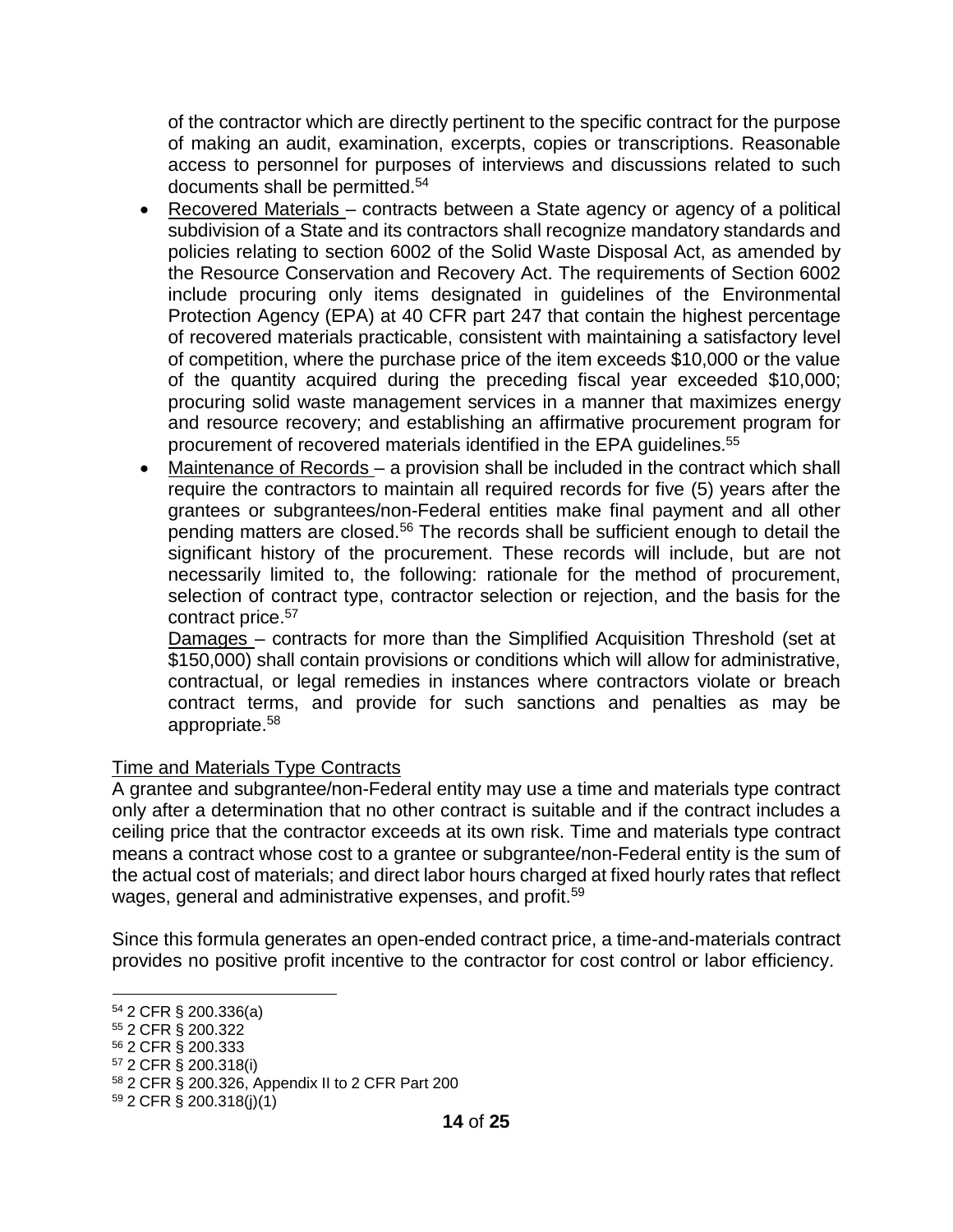of the contractor which are directly pertinent to the specific contract for the purpose of making an audit, examination, excerpts, copies or transcriptions. Reasonable access to personnel for purposes of interviews and discussions related to such documents shall be permitted.[54]

- Recovered Materials – contracts between a State agency or agency of a political subdivision of a State and its contractors shall recognize mandatory standards and policies relating to section 6002 of the Solid Waste Disposal Act, as amended by the Resource Conservation and Recovery Act. The requirements of Section 6002 include procuring only items designated in guidelines of the Environmental Protection Agency (EPA) at 40 CFR part 247 that contain the highest percentage of recovered materials practicable, consistent with maintaining a satisfactory level of competition, where the purchase price of the item exceeds $10,000 or the value of the quantity acquired during the preceding fiscal year exceeded $10,000; procuring solid waste management services in a manner that maximizes energy and resource recovery; and establishing an affirmative procurement program for procurement of recovered materials identified in the EPA guidelines.[55]
- Maintenance of Records – a provision shall be included in the contract which shall require the contractors to maintain all required records for five (5) years after the grantees or subgrantees/non-Federal entities make final payment and all other pending matters are closed.[56] The records shall be sufficient enough to detail the significant history of the procurement. These records will include, but are not necessarily limited to, the following: rationale for the method of procurement, selection of contract type, contractor selection or rejection, and the basis for the contract price.[57]

  Damages – contracts for more than the Simplified Acquisition Threshold (set at $150,000) shall contain provisions or conditions which will allow for administrative, contractual, or legal remedies in instances where contractors violate or breach contract terms, and provide for such sanctions and penalties as may be appropriate.[58]

Time and Materials Type Contracts

A grantee and subgrantee/non-Federal entity may use a time and materials type contract only after a determination that no other contract is suitable and if the contract includes a ceiling price that the contractor exceeds at its own risk. Time and materials type contract means a contract whose cost to a grantee or subgrantee/non-Federal entity is the sum of the actual cost of materials; and direct labor hours charged at fixed hourly rates that reflect wages, general and administrative expenses, and profit.[59]

Since this formula generates an open-ended contract price, a time-and-materials contract provides no positive profit incentive to the contractor for cost control or labor efficiency.

---

[54] 2 CFR § 200.336(a)
[55] 2 CFR § 200.322
[56] 2 CFR § 200.333
[57] 2 CFR § 200.318(i)
[58] 2 CFR § 200.326, Appendix II to 2 CFR Part 200
[59] 2 CFR § 200.318(j)(1)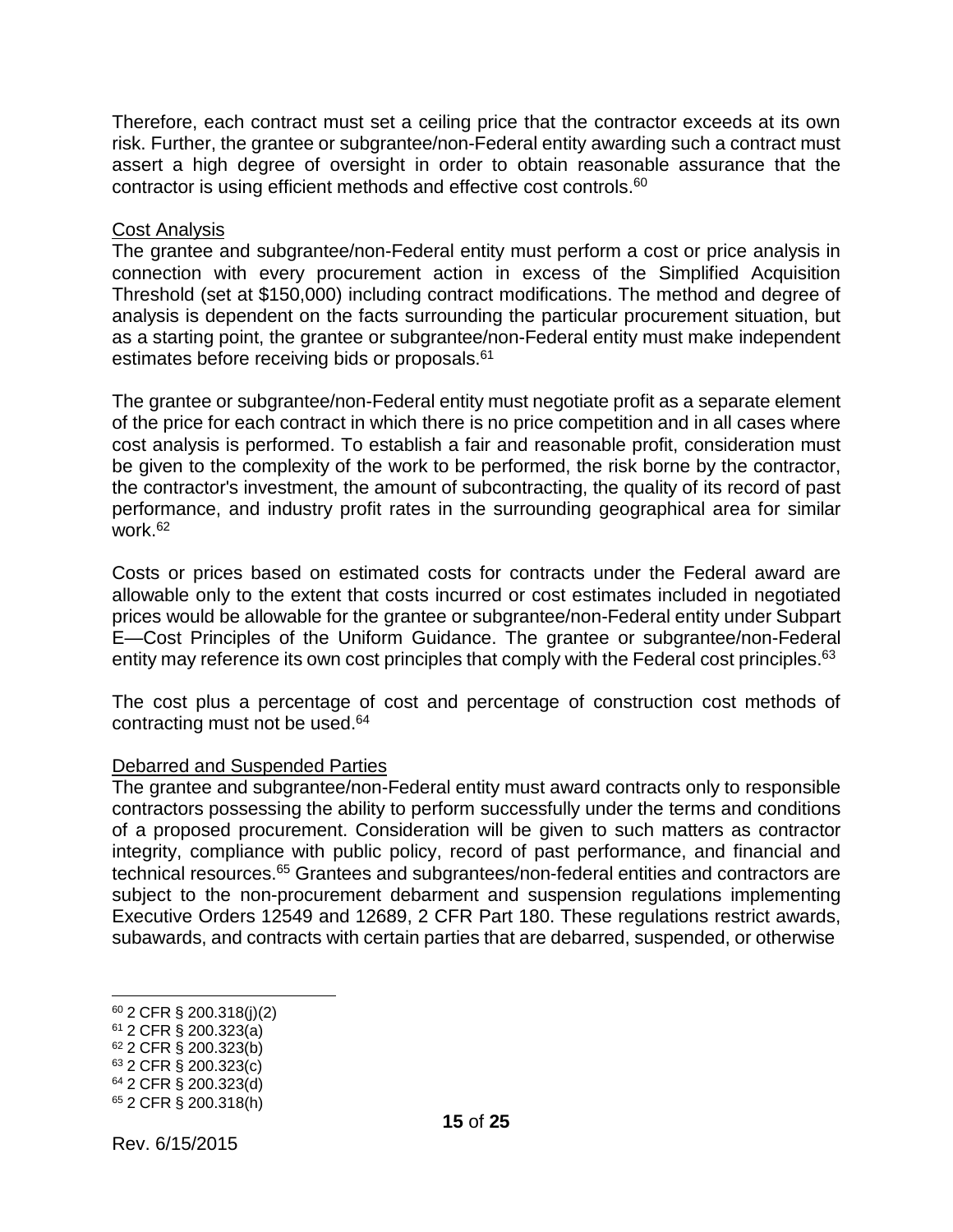Therefore, each contract must set a ceiling price that the contractor exceeds at its own risk. Further, the grantee or subgrantee/non-Federal entity awarding such a contract must assert a high degree of oversight in order to obtain reasonable assurance that the contractor is using efficient methods and effective cost controls.[60]

<u>Cost Analysis</u>

The grantee and subgrantee/non-Federal entity must perform a cost or price analysis in connection with every procurement action in excess of the Simplified Acquisition Threshold (set at $150,000) including contract modifications. The method and degree of analysis is dependent on the facts surrounding the particular procurement situation, but as a starting point, the grantee or subgrantee/non-Federal entity must make independent estimates before receiving bids or proposals.[61]

The grantee or subgrantee/non-Federal entity must negotiate profit as a separate element of the price for each contract in which there is no price competition and in all cases where cost analysis is performed. To establish a fair and reasonable profit, consideration must be given to the complexity of the work to be performed, the risk borne by the contractor, the contractor's investment, the amount of subcontracting, the quality of its record of past performance, and industry profit rates in the surrounding geographical area for similar work.[62]

Costs or prices based on estimated costs for contracts under the Federal award are allowable only to the extent that costs incurred or cost estimates included in negotiated prices would be allowable for the grantee or subgrantee/non-Federal entity under Subpart E—Cost Principles of the Uniform Guidance. The grantee or subgrantee/non-Federal entity may reference its own cost principles that comply with the Federal cost principles.[63]

The cost plus a percentage of cost and percentage of construction cost methods of contracting must not be used.[64]

<u>Debarred and Suspended Parties</u>

The grantee and subgrantee/non-Federal entity must award contracts only to responsible contractors possessing the ability to perform successfully under the terms and conditions of a proposed procurement. Consideration will be given to such matters as contractor integrity, compliance with public policy, record of past performance, and financial and technical resources.[65] Grantees and subgrantees/non-federal entities and contractors are subject to the non-procurement debarment and suspension regulations implementing Executive Orders 12549 and 12689, 2 CFR Part 180. These regulations restrict awards, subawards, and contracts with certain parties that are debarred, suspended, or otherwise

---

[60] 2 CFR § 200.318(j)(2)
[61] 2 CFR § 200.323(a)
[62] 2 CFR § 200.323(b)
[63] 2 CFR § 200.323(c)
[64] 2 CFR § 200.323(d)
[65] 2 CFR § 200.318(h)

Rev. 6/15/2015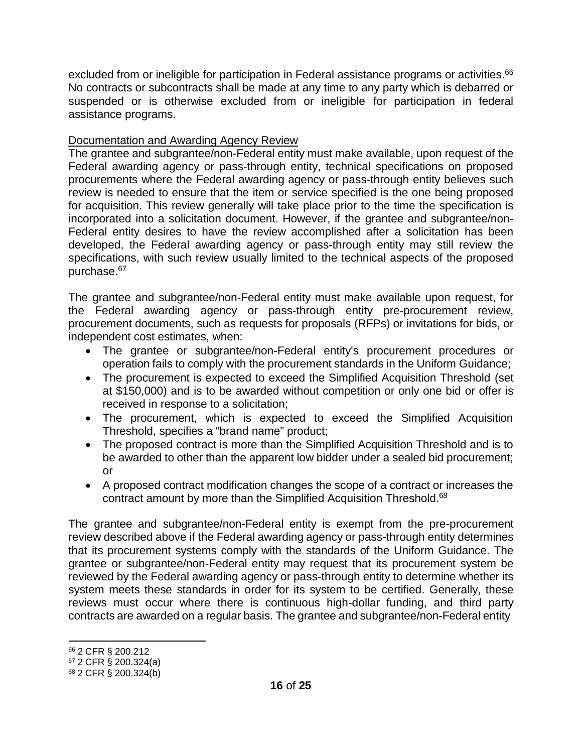excluded from or ineligible for participation in Federal assistance programs or activities.[66] No contracts or subcontracts shall be made at any time to any party which is debarred or suspended or is otherwise excluded from or ineligible for participation in federal assistance programs.

<u>Documentation and Awarding Agency Review</u>

The grantee and subgrantee/non-Federal entity must make available, upon request of the Federal awarding agency or pass-through entity, technical specifications on proposed procurements where the Federal awarding agency or pass-through entity believes such review is needed to ensure that the item or service specified is the one being proposed for acquisition. This review generally will take place prior to the time the specification is incorporated into a solicitation document. However, if the grantee and subgrantee/non-Federal entity desires to have the review accomplished after a solicitation has been developed, the Federal awarding agency or pass-through entity may still review the specifications, with such review usually limited to the technical aspects of the proposed purchase.[67]

The grantee and subgrantee/non-Federal entity must make available upon request, for the Federal awarding agency or pass-through entity pre-procurement review, procurement documents, such as requests for proposals (RFPs) or invitations for bids, or independent cost estimates, when:

- The grantee or subgrantee/non-Federal entity's procurement procedures or operation fails to comply with the procurement standards in the Uniform Guidance;
- The procurement is expected to exceed the Simplified Acquisition Threshold (set at $150,000) and is to be awarded without competition or only one bid or offer is received in response to a solicitation;
- The procurement, which is expected to exceed the Simplified Acquisition Threshold, specifies a "brand name" product;
- The proposed contract is more than the Simplified Acquisition Threshold and is to be awarded to other than the apparent low bidder under a sealed bid procurement; or
- A proposed contract modification changes the scope of a contract or increases the contract amount by more than the Simplified Acquisition Threshold.[68]

The grantee and subgrantee/non-Federal entity is exempt from the pre-procurement review described above if the Federal awarding agency or pass-through entity determines that its procurement systems comply with the standards of the Uniform Guidance. The grantee or subgrantee/non-Federal entity may request that its procurement system be reviewed by the Federal awarding agency or pass-through entity to determine whether its system meets these standards in order for its system to be certified. Generally, these reviews must occur where there is continuous high-dollar funding, and third party contracts are awarded on a regular basis. The grantee and subgrantee/non-Federal entity

---

[66] 2 CFR § 200.212

[67] 2 CFR § 200.324(a)

[68] 2 CFR § 200.324(b)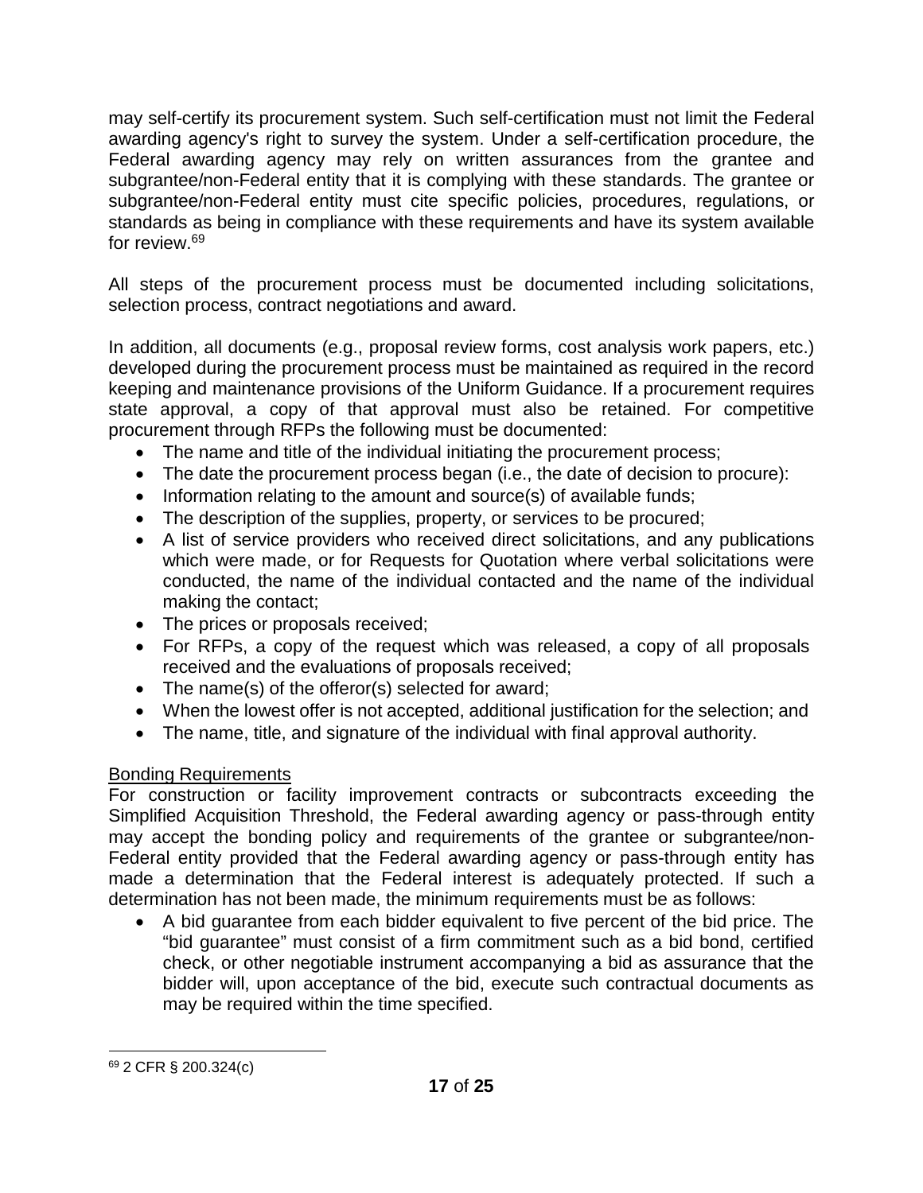may self-certify its procurement system. Such self-certification must not limit the Federal awarding agency's right to survey the system. Under a self-certification procedure, the Federal awarding agency may rely on written assurances from the grantee and subgrantee/non-Federal entity that it is complying with these standards. The grantee or subgrantee/non-Federal entity must cite specific policies, procedures, regulations, or standards as being in compliance with these requirements and have its system available for review.[69]

All steps of the procurement process must be documented including solicitations, selection process, contract negotiations and award.

In addition, all documents (e.g., proposal review forms, cost analysis work papers, etc.) developed during the procurement process must be maintained as required in the record keeping and maintenance provisions of the Uniform Guidance. If a procurement requires state approval, a copy of that approval must also be retained. For competitive procurement through RFPs the following must be documented:

- The name and title of the individual initiating the procurement process;
- The date the procurement process began (i.e., the date of decision to procure):
- Information relating to the amount and source(s) of available funds;
- The description of the supplies, property, or services to be procured;
- A list of service providers who received direct solicitations, and any publications which were made, or for Requests for Quotation where verbal solicitations were conducted, the name of the individual contacted and the name of the individual making the contact;
- The prices or proposals received;
- For RFPs, a copy of the request which was released, a copy of all proposals received and the evaluations of proposals received;
- The name(s) of the offeror(s) selected for award;
- When the lowest offer is not accepted, additional justification for the selection; and
- The name, title, and signature of the individual with final approval authority.

<u>Bonding Requirements</u>

For construction or facility improvement contracts or subcontracts exceeding the Simplified Acquisition Threshold, the Federal awarding agency or pass-through entity may accept the bonding policy and requirements of the grantee or subgrantee/non-Federal entity provided that the Federal awarding agency or pass-through entity has made a determination that the Federal interest is adequately protected. If such a determination has not been made, the minimum requirements must be as follows:

- A bid guarantee from each bidder equivalent to five percent of the bid price. The "bid guarantee" must consist of a firm commitment such as a bid bond, certified check, or other negotiable instrument accompanying a bid as assurance that the bidder will, upon acceptance of the bid, execute such contractual documents as may be required within the time specified.

[69] 2 CFR § 200.324(c)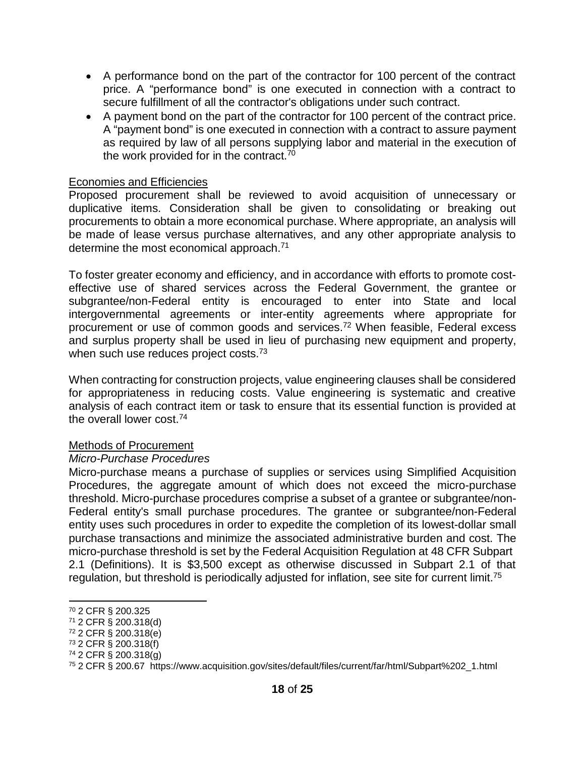- A performance bond on the part of the contractor for 100 percent of the contract price. A "performance bond" is one executed in connection with a contract to secure fulfillment of all the contractor's obligations under such contract.
- A payment bond on the part of the contractor for 100 percent of the contract price. A "payment bond" is one executed in connection with a contract to assure payment as required by law of all persons supplying labor and material in the execution of the work provided for in the contract.[70]

<u>Economies and Efficiencies</u>

Proposed procurement shall be reviewed to avoid acquisition of unnecessary or duplicative items. Consideration shall be given to consolidating or breaking out procurements to obtain a more economical purchase. Where appropriate, an analysis will be made of lease versus purchase alternatives, and any other appropriate analysis to determine the most economical approach.[71]

To foster greater economy and efficiency, and in accordance with efforts to promote cost-effective use of shared services across the Federal Government, the grantee or subgrantee/non-Federal entity is encouraged to enter into State and local intergovernmental agreements or inter-entity agreements where appropriate for procurement or use of common goods and services.[72] When feasible, Federal excess and surplus property shall be used in lieu of purchasing new equipment and property, when such use reduces project costs.[73]

When contracting for construction projects, value engineering clauses shall be considered for appropriateness in reducing costs. Value engineering is systematic and creative analysis of each contract item or task to ensure that its essential function is provided at the overall lower cost.[74]

<u>Methods of Procurement</u>

*Micro-Purchase Procedures*

Micro-purchase means a purchase of supplies or services using Simplified Acquisition Procedures, the aggregate amount of which does not exceed the micro-purchase threshold. Micro-purchase procedures comprise a subset of a grantee or subgrantee/non-Federal entity's small purchase procedures. The grantee or subgrantee/non-Federal entity uses such procedures in order to expedite the completion of its lowest-dollar small purchase transactions and minimize the associated administrative burden and cost. The micro-purchase threshold is set by the Federal Acquisition Regulation at 48 CFR Subpart 2.1 (Definitions). It is $3,500 except as otherwise discussed in Subpart 2.1 of that regulation, but threshold is periodically adjusted for inflation, see site for current limit.[75]

---

[70] 2 CFR § 200.325
[71] 2 CFR § 200.318(d)
[72] 2 CFR § 200.318(e)
[73] 2 CFR § 200.318(f)
[74] 2 CFR § 200.318(g)
[75] 2 CFR § 200.67 https://www.acquisition.gov/sites/default/files/current/far/html/Subpart%202_1.html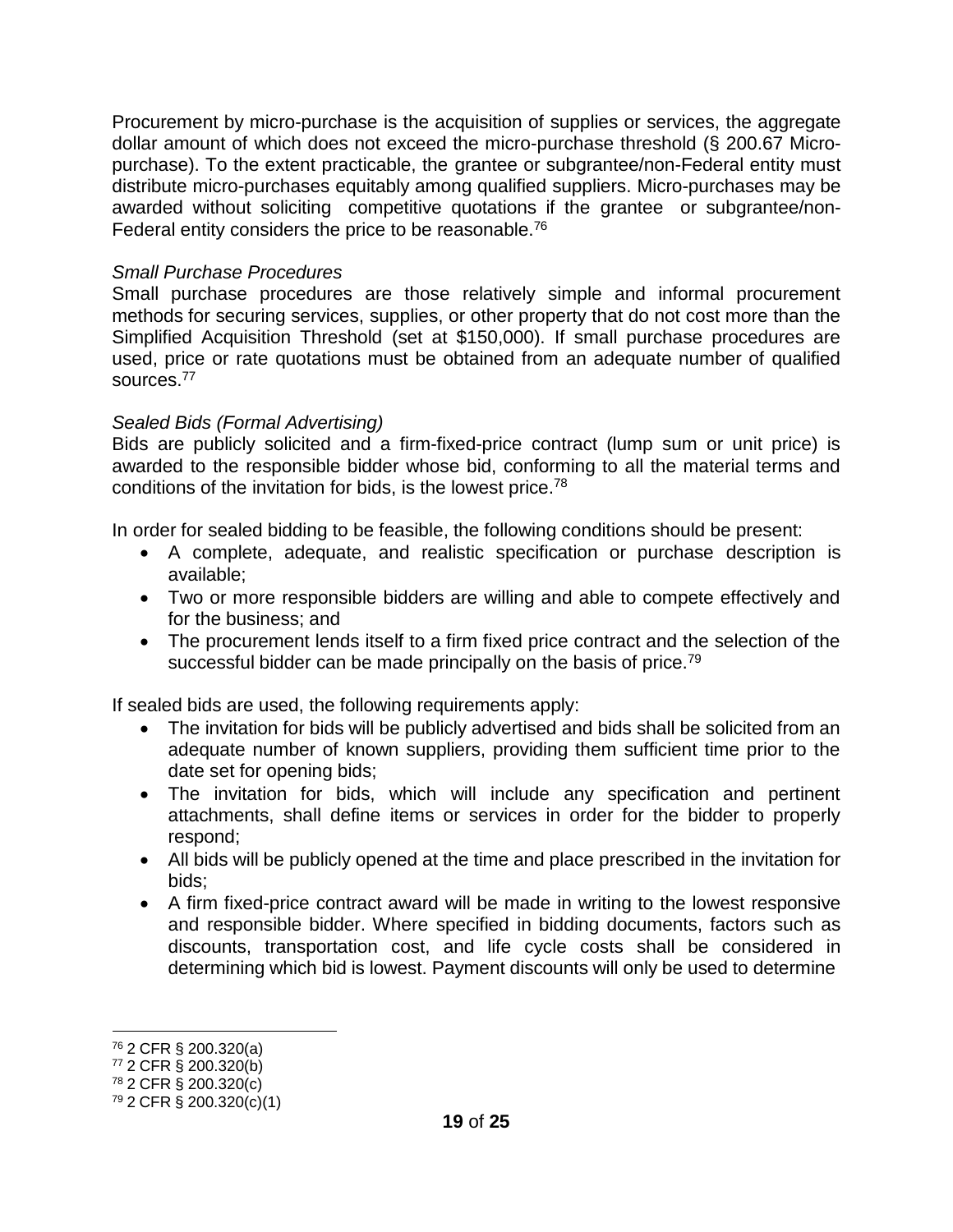Procurement by micro-purchase is the acquisition of supplies or services, the aggregate dollar amount of which does not exceed the micro-purchase threshold (§ 200.67 Micro-purchase). To the extent practicable, the grantee or subgrantee/non-Federal entity must distribute micro-purchases equitably among qualified suppliers. Micro-purchases may be awarded without soliciting competitive quotations if the grantee or subgrantee/non-Federal entity considers the price to be reasonable.[76]

*Small Purchase Procedures*

Small purchase procedures are those relatively simple and informal procurement methods for securing services, supplies, or other property that do not cost more than the Simplified Acquisition Threshold (set at $150,000). If small purchase procedures are used, price or rate quotations must be obtained from an adequate number of qualified sources.[77]

*Sealed Bids (Formal Advertising)*

Bids are publicly solicited and a firm-fixed-price contract (lump sum or unit price) is awarded to the responsible bidder whose bid, conforming to all the material terms and conditions of the invitation for bids, is the lowest price.[78]

In order for sealed bidding to be feasible, the following conditions should be present:

- A complete, adequate, and realistic specification or purchase description is available;
- Two or more responsible bidders are willing and able to compete effectively and for the business; and
- The procurement lends itself to a firm fixed price contract and the selection of the successful bidder can be made principally on the basis of price.[79]

If sealed bids are used, the following requirements apply:

- The invitation for bids will be publicly advertised and bids shall be solicited from an adequate number of known suppliers, providing them sufficient time prior to the date set for opening bids;
- The invitation for bids, which will include any specification and pertinent attachments, shall define items or services in order for the bidder to properly respond;
- All bids will be publicly opened at the time and place prescribed in the invitation for bids;
- A firm fixed-price contract award will be made in writing to the lowest responsive and responsible bidder. Where specified in bidding documents, factors such as discounts, transportation cost, and life cycle costs shall be considered in determining which bid is lowest. Payment discounts will only be used to determine

---

[76] 2 CFR § 200.320(a)

[77] 2 CFR § 200.320(b)

[78] 2 CFR § 200.320(c)

[79] 2 CFR § 200.320(c)(1)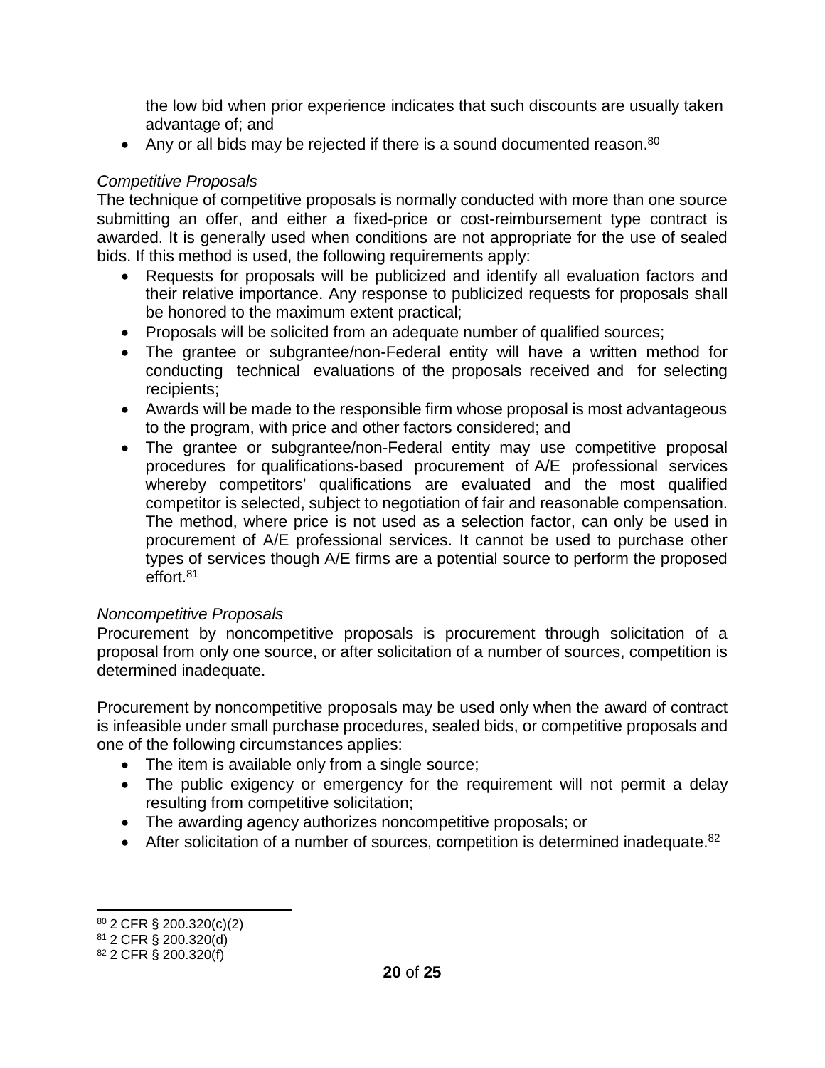the low bid when prior experience indicates that such discounts are usually taken advantage of; and

- Any or all bids may be rejected if there is a sound documented reason.[80]

*Competitive Proposals*

The technique of competitive proposals is normally conducted with more than one source submitting an offer, and either a fixed-price or cost-reimbursement type contract is awarded. It is generally used when conditions are not appropriate for the use of sealed bids. If this method is used, the following requirements apply:

- Requests for proposals will be publicized and identify all evaluation factors and their relative importance. Any response to publicized requests for proposals shall be honored to the maximum extent practical;
- Proposals will be solicited from an adequate number of qualified sources;
- The grantee or subgrantee/non-Federal entity will have a written method for conducting technical evaluations of the proposals received and for selecting recipients;
- Awards will be made to the responsible firm whose proposal is most advantageous to the program, with price and other factors considered; and
- The grantee or subgrantee/non-Federal entity may use competitive proposal procedures for qualifications-based procurement of A/E professional services whereby competitors' qualifications are evaluated and the most qualified competitor is selected, subject to negotiation of fair and reasonable compensation. The method, where price is not used as a selection factor, can only be used in procurement of A/E professional services. It cannot be used to purchase other types of services though A/E firms are a potential source to perform the proposed effort.[81]

*Noncompetitive Proposals*

Procurement by noncompetitive proposals is procurement through solicitation of a proposal from only one source, or after solicitation of a number of sources, competition is determined inadequate.

Procurement by noncompetitive proposals may be used only when the award of contract is infeasible under small purchase procedures, sealed bids, or competitive proposals and one of the following circumstances applies:

- The item is available only from a single source;
- The public exigency or emergency for the requirement will not permit a delay resulting from competitive solicitation;
- The awarding agency authorizes noncompetitive proposals; or
- After solicitation of a number of sources, competition is determined inadequate.[82]

---

[80] 2 CFR § 200.320(c)(2)

[81] 2 CFR § 200.320(d)

[82] 2 CFR § 200.320(f)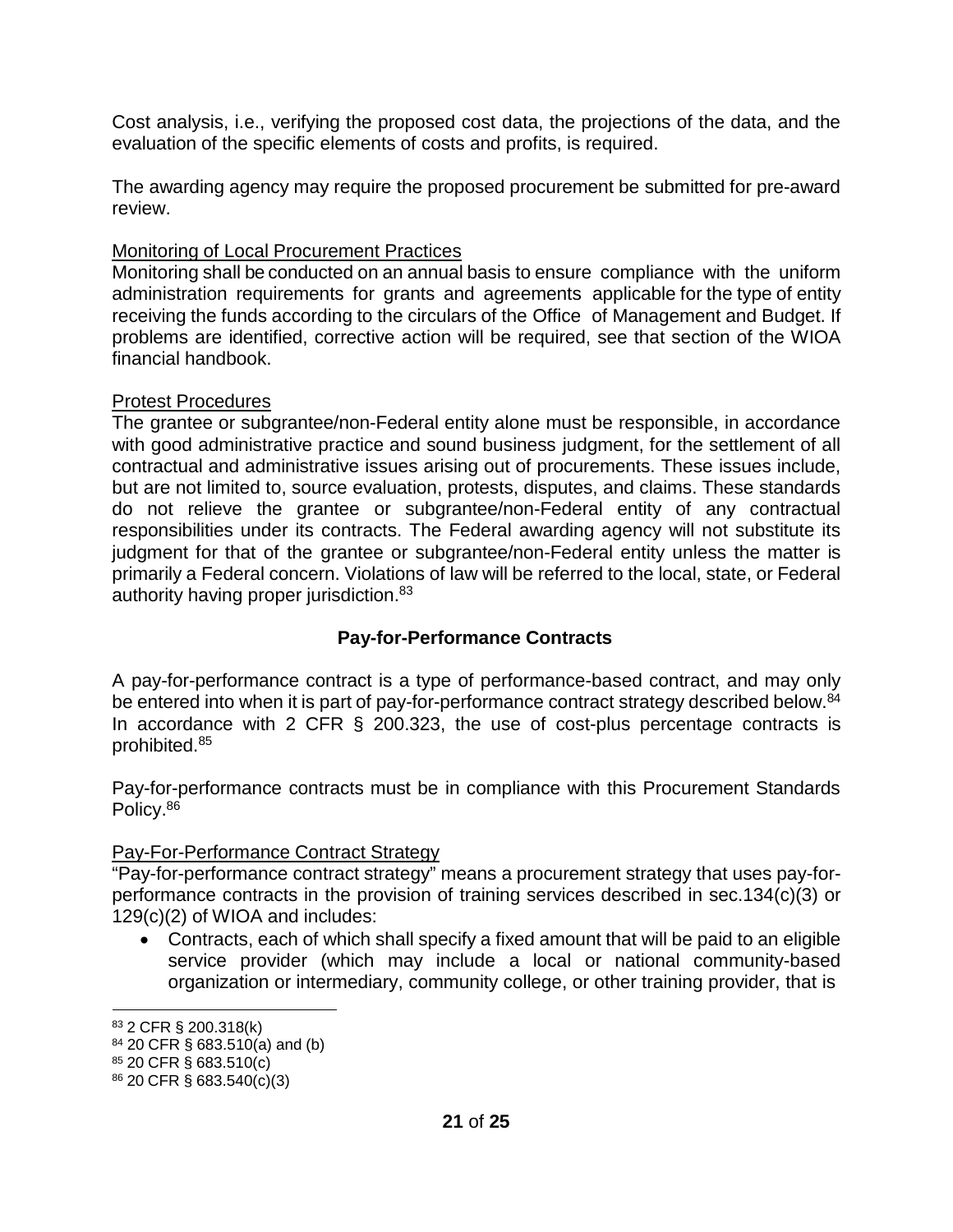Cost analysis, i.e., verifying the proposed cost data, the projections of the data, and the evaluation of the specific elements of costs and profits, is required.

The awarding agency may require the proposed procurement be submitted for pre-award review.

<u>Monitoring of Local Procurement Practices</u>
Monitoring shall be conducted on an annual basis to ensure compliance with the uniform administration requirements for grants and agreements applicable for the type of entity receiving the funds according to the circulars of the Office of Management and Budget. If problems are identified, corrective action will be required, see that section of the WIOA financial handbook.

<u>Protest Procedures</u>
The grantee or subgrantee/non-Federal entity alone must be responsible, in accordance with good administrative practice and sound business judgment, for the settlement of all contractual and administrative issues arising out of procurements. These issues include, but are not limited to, source evaluation, protests, disputes, and claims. These standards do not relieve the grantee or subgrantee/non-Federal entity of any contractual responsibilities under its contracts. The Federal awarding agency will not substitute its judgment for that of the grantee or subgrantee/non-Federal entity unless the matter is primarily a Federal concern. Violations of law will be referred to the local, state, or Federal authority having proper jurisdiction.[83]

## Pay-for-Performance Contracts

A pay-for-performance contract is a type of performance-based contract, and may only be entered into when it is part of pay-for-performance contract strategy described below.[84] In accordance with 2 CFR § 200.323, the use of cost-plus percentage contracts is prohibited.[85]

Pay-for-performance contracts must be in compliance with this Procurement Standards Policy.[86]

<u>Pay-For-Performance Contract Strategy</u>
"Pay-for-performance contract strategy" means a procurement strategy that uses pay-for-performance contracts in the provision of training services described in sec.134(c)(3) or 129(c)(2) of WIOA and includes:

- Contracts, each of which shall specify a fixed amount that will be paid to an eligible service provider (which may include a local or national community-based organization or intermediary, community college, or other training provider, that is

---

[83] 2 CFR § 200.318(k)
[84] 20 CFR § 683.510(a) and (b)
[85] 20 CFR § 683.510(c)
[86] 20 CFR § 683.540(c)(3)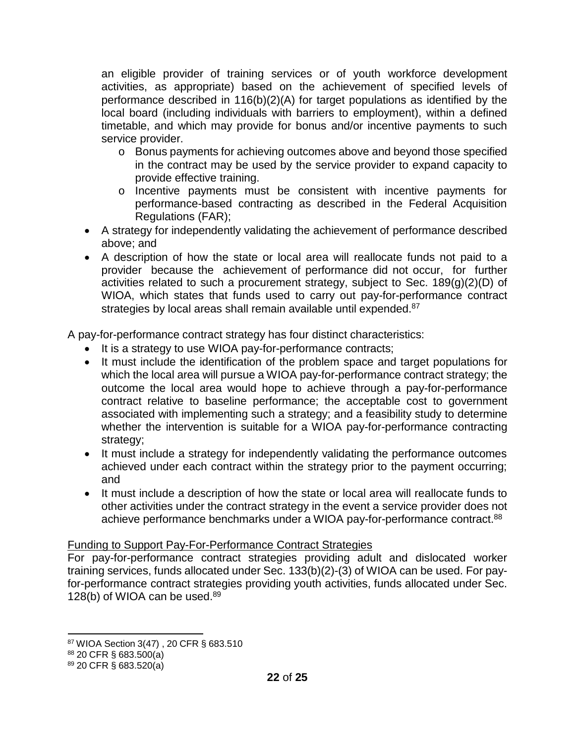an eligible provider of training services or of youth workforce development activities, as appropriate) based on the achievement of specified levels of performance described in 116(b)(2)(A) for target populations as identified by the local board (including individuals with barriers to employment), within a defined timetable, and which may provide for bonus and/or incentive payments to such service provider.

    - Bonus payments for achieving outcomes above and beyond those specified in the contract may be used by the service provider to expand capacity to provide effective training.
    - Incentive payments must be consistent with incentive payments for performance-based contracting as described in the Federal Acquisition Regulations (FAR);

- A strategy for independently validating the achievement of performance described above; and
- A description of how the state or local area will reallocate funds not paid to a provider because the achievement of performance did not occur, for further activities related to such a procurement strategy, subject to Sec. 189(g)(2)(D) of WIOA, which states that funds used to carry out pay-for-performance contract strategies by local areas shall remain available until expended.[87]

A pay-for-performance contract strategy has four distinct characteristics:

- It is a strategy to use WIOA pay-for-performance contracts;
- It must include the identification of the problem space and target populations for which the local area will pursue a WIOA pay-for-performance contract strategy; the outcome the local area would hope to achieve through a pay-for-performance contract relative to baseline performance; the acceptable cost to government associated with implementing such a strategy; and a feasibility study to determine whether the intervention is suitable for a WIOA pay-for-performance contracting strategy;
- It must include a strategy for independently validating the performance outcomes achieved under each contract within the strategy prior to the payment occurring; and
- It must include a description of how the state or local area will reallocate funds to other activities under the contract strategy in the event a service provider does not achieve performance benchmarks under a WIOA pay-for-performance contract.[88]

Funding to Support Pay-For-Performance Contract Strategies

For pay-for-performance contract strategies providing adult and dislocated worker training services, funds allocated under Sec. 133(b)(2)-(3) of WIOA can be used. For pay-for-performance contract strategies providing youth activities, funds allocated under Sec. 128(b) of WIOA can be used.[89]

[87] WIOA Section 3(47) , 20 CFR § 683.510

[88] 20 CFR § 683.500(a)

[89] 20 CFR § 683.520(a)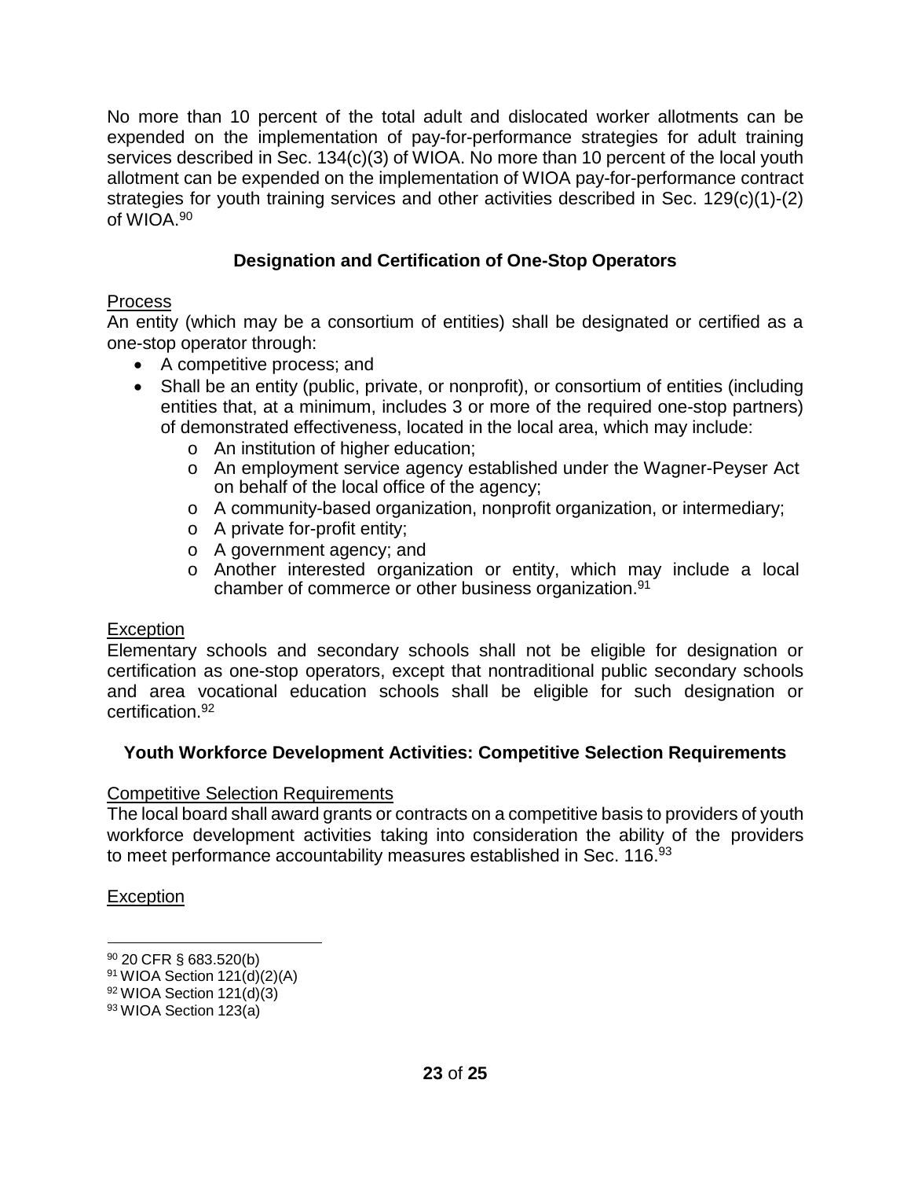No more than 10 percent of the total adult and dislocated worker allotments can be expended on the implementation of pay-for-performance strategies for adult training services described in Sec. 134(c)(3) of WIOA. No more than 10 percent of the local youth allotment can be expended on the implementation of WIOA pay-for-performance contract strategies for youth training services and other activities described in Sec. 129(c)(1)-(2) of WIOA.[90]

## Designation and Certification of One-Stop Operators

Process

An entity (which may be a consortium of entities) shall be designated or certified as a one-stop operator through:

- A competitive process; and
- Shall be an entity (public, private, or nonprofit), or consortium of entities (including entities that, at a minimum, includes 3 or more of the required one-stop partners) of demonstrated effectiveness, located in the local area, which may include:
  - An institution of higher education;
  - An employment service agency established under the Wagner-Peyser Act on behalf of the local office of the agency;
  - A community-based organization, nonprofit organization, or intermediary;
  - A private for-profit entity;
  - A government agency; and
  - Another interested organization or entity, which may include a local chamber of commerce or other business organization.[91]

Exception

Elementary schools and secondary schools shall not be eligible for designation or certification as one-stop operators, except that nontraditional public secondary schools and area vocational education schools shall be eligible for such designation or certification.[92]

## Youth Workforce Development Activities: Competitive Selection Requirements

Competitive Selection Requirements

The local board shall award grants or contracts on a competitive basis to providers of youth workforce development activities taking into consideration the ability of the providers to meet performance accountability measures established in Sec. 116.[93]

Exception

---

[90] 20 CFR § 683.520(b)

[91] WIOA Section 121(d)(2)(A)

[92] WIOA Section 121(d)(3)

[93] WIOA Section 123(a)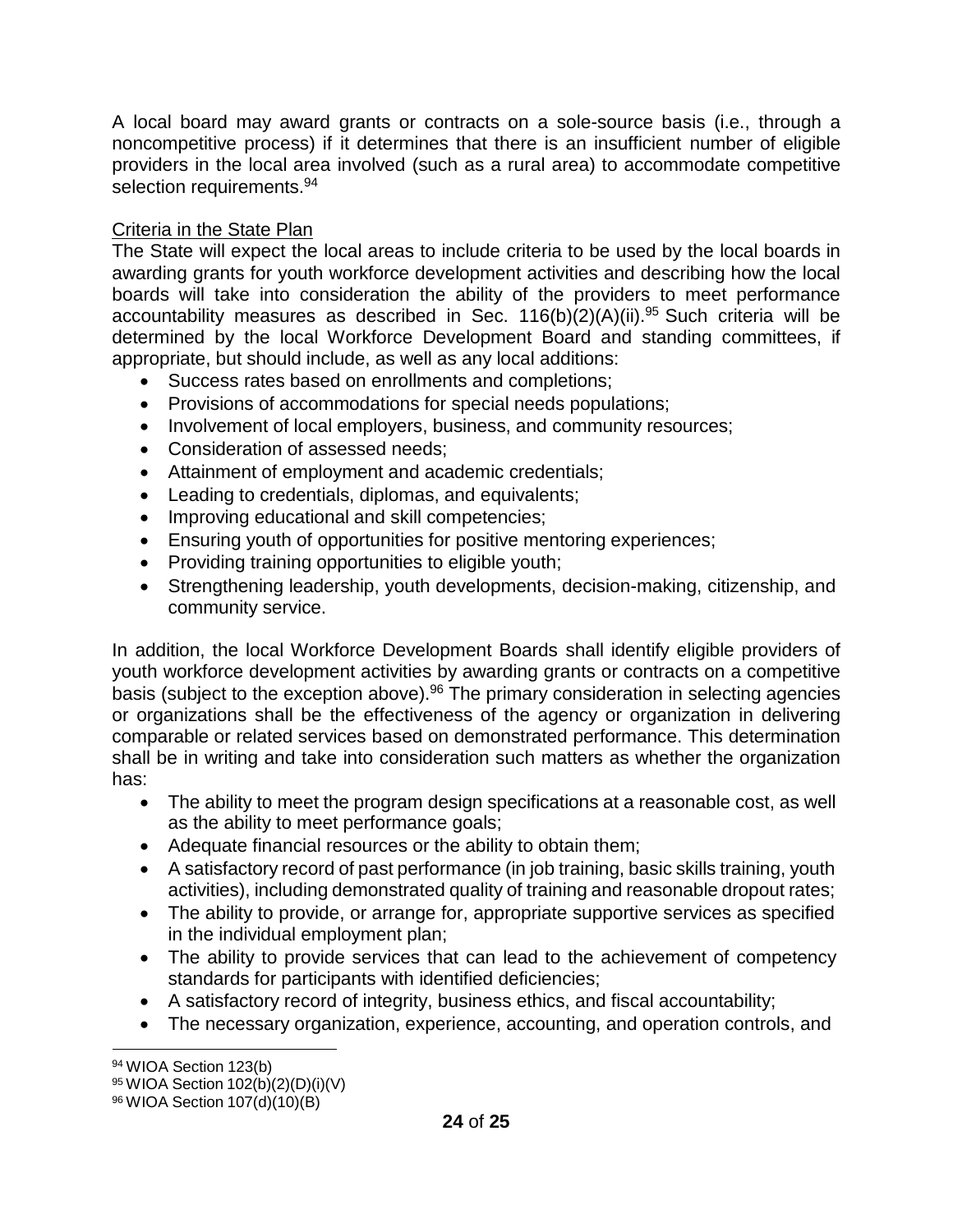A local board may award grants or contracts on a sole-source basis (i.e., through a noncompetitive process) if it determines that there is an insufficient number of eligible providers in the local area involved (such as a rural area) to accommodate competitive selection requirements.[94]

Criteria in the State Plan

The State will expect the local areas to include criteria to be used by the local boards in awarding grants for youth workforce development activities and describing how the local boards will take into consideration the ability of the providers to meet performance accountability measures as described in Sec. 116(b)(2)(A)(ii).[95] Such criteria will be determined by the local Workforce Development Board and standing committees, if appropriate, but should include, as well as any local additions:

- Success rates based on enrollments and completions;
- Provisions of accommodations for special needs populations;
- Involvement of local employers, business, and community resources;
- Consideration of assessed needs;
- Attainment of employment and academic credentials;
- Leading to credentials, diplomas, and equivalents;
- Improving educational and skill competencies;
- Ensuring youth of opportunities for positive mentoring experiences;
- Providing training opportunities to eligible youth;
- Strengthening leadership, youth developments, decision-making, citizenship, and community service.

In addition, the local Workforce Development Boards shall identify eligible providers of youth workforce development activities by awarding grants or contracts on a competitive basis (subject to the exception above).[96] The primary consideration in selecting agencies or organizations shall be the effectiveness of the agency or organization in delivering comparable or related services based on demonstrated performance. This determination shall be in writing and take into consideration such matters as whether the organization has:

- The ability to meet the program design specifications at a reasonable cost, as well as the ability to meet performance goals;
- Adequate financial resources or the ability to obtain them;
- A satisfactory record of past performance (in job training, basic skills training, youth activities), including demonstrated quality of training and reasonable dropout rates;
- The ability to provide, or arrange for, appropriate supportive services as specified in the individual employment plan;
- The ability to provide services that can lead to the achievement of competency standards for participants with identified deficiencies;
- A satisfactory record of integrity, business ethics, and fiscal accountability;
- The necessary organization, experience, accounting, and operation controls, and

[94] WIOA Section 123(b)
[95] WIOA Section 102(b)(2)(D)(i)(V)
[96] WIOA Section 107(d)(10)(B)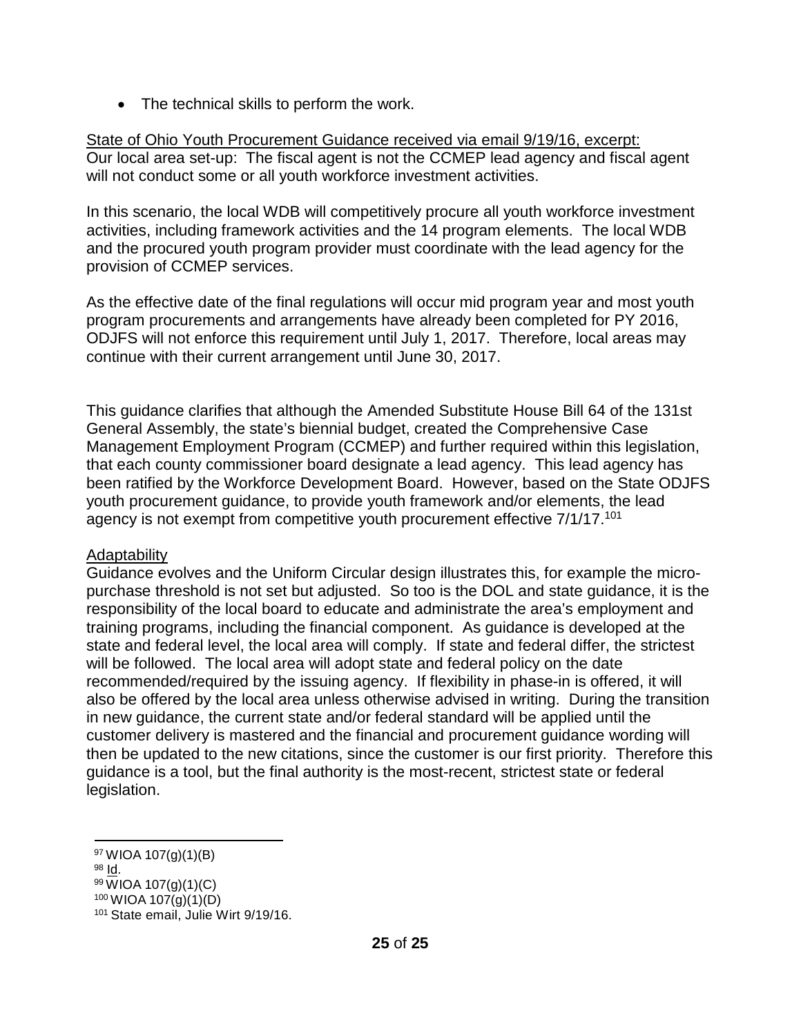- The technical skills to perform the work.

State of Ohio Youth Procurement Guidance received via email 9/19/16, excerpt:
Our local area set-up: The fiscal agent is not the CCMEP lead agency and fiscal agent will not conduct some or all youth workforce investment activities.

In this scenario, the local WDB will competitively procure all youth workforce investment activities, including framework activities and the 14 program elements. The local WDB and the procured youth program provider must coordinate with the lead agency for the provision of CCMEP services.

As the effective date of the final regulations will occur mid program year and most youth program procurements and arrangements have already been completed for PY 2016, ODJFS will not enforce this requirement until July 1, 2017. Therefore, local areas may continue with their current arrangement until June 30, 2017.

This guidance clarifies that although the Amended Substitute House Bill 64 of the 131st General Assembly, the state's biennial budget, created the Comprehensive Case Management Employment Program (CCMEP) and further required within this legislation, that each county commissioner board designate a lead agency. This lead agency has been ratified by the Workforce Development Board. However, based on the State ODJFS youth procurement guidance, to provide youth framework and/or elements, the lead agency is not exempt from competitive youth procurement effective 7/1/17.[101]

Adaptability
Guidance evolves and the Uniform Circular design illustrates this, for example the micro-purchase threshold is not set but adjusted. So too is the DOL and state guidance, it is the responsibility of the local board to educate and administrate the area's employment and training programs, including the financial component. As guidance is developed at the state and federal level, the local area will comply. If state and federal differ, the strictest will be followed. The local area will adopt state and federal policy on the date recommended/required by the issuing agency. If flexibility in phase-in is offered, it will also be offered by the local area unless otherwise advised in writing. During the transition in new guidance, the current state and/or federal standard will be applied until the customer delivery is mastered and the financial and procurement guidance wording will then be updated to the new citations, since the customer is our first priority. Therefore this guidance is a tool, but the final authority is the most-recent, strictest state or federal legislation.

[97] WIOA 107(g)(1)(B)
[98] Id.
[99] WIOA 107(g)(1)(C)
[100] WIOA 107(g)(1)(D)
[101] State email, Julie Wirt 9/19/16.